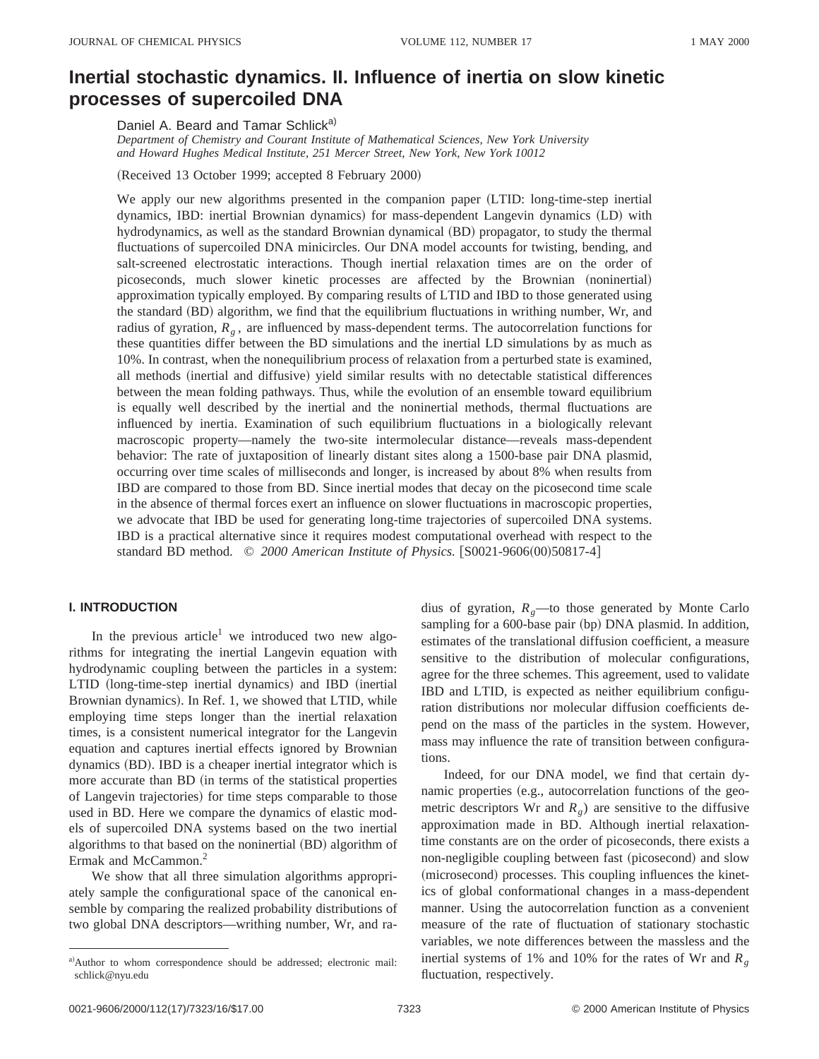# Inertial stochastic dynamics. II. Influence of inertia on slow kinetic processes of supercoiled DNA

Daniel A. Beard and Tamar Schlick[a]

*Department of Chemistry and Courant Institute of Mathematical Sciences, New York University and Howard Hughes Medical Institute, 251 Mercer Street, New York, New York 10012*

(Received 13 October 1999; accepted 8 February 2000)

We apply our new algorithms presented in the companion paper (LTID: long-time-step inertial dynamics, IBD: inertial Brownian dynamics) for mass-dependent Langevin dynamics (LD) with hydrodynamics, as well as the standard Brownian dynamical (BD) propagator, to study the thermal fluctuations of supercoiled DNA minicircles. Our DNA model accounts for twisting, bending, and salt-screened electrostatic interactions. Though inertial relaxation times are on the order of picoseconds, much slower kinetic processes are affected by the Brownian (noninertial) approximation typically employed. By comparing results of LTID and IBD to those generated using the standard (BD) algorithm, we find that the equilibrium fluctuations in writhing number, Wr, and radius of gyration, $R_g$, are influenced by mass-dependent terms. The autocorrelation functions for these quantities differ between the BD simulations and the inertial LD simulations by as much as 10%. In contrast, when the nonequilibrium process of relaxation from a perturbed state is examined, all methods (inertial and diffusive) yield similar results with no detectable statistical differences between the mean folding pathways. Thus, while the evolution of an ensemble toward equilibrium is equally well described by the inertial and the noninertial methods, thermal fluctuations are influenced by inertia. Examination of such equilibrium fluctuations in a biologically relevant macroscopic property—namely the two-site intermolecular distance—reveals mass-dependent behavior: The rate of juxtaposition of linearly distant sites along a 1500-base pair DNA plasmid, occurring over time scales of milliseconds and longer, is increased by about 8% when results from IBD are compared to those from BD. Since inertial modes that decay on the picosecond time scale in the absence of thermal forces exert an influence on slower fluctuations in macroscopic properties, we advocate that IBD be used for generating long-time trajectories of supercoiled DNA systems. IBD is a practical alternative since it requires modest computational overhead with respect to the standard BD method. © *2000 American Institute of Physics.* [S0021-9606(00)50817-4]

## I. INTRODUCTION

In the previous article[1] we introduced two new algorithms for integrating the inertial Langevin equation with hydrodynamic coupling between the particles in a system: LTID (long-time-step inertial dynamics) and IBD (inertial Brownian dynamics). In Ref. 1, we showed that LTID, while employing time steps longer than the inertial relaxation times, is a consistent numerical integrator for the Langevin equation and captures inertial effects ignored by Brownian dynamics (BD). IBD is a cheaper inertial integrator which is more accurate than BD (in terms of the statistical properties of Langevin trajectories) for time steps comparable to those used in BD. Here we compare the dynamics of elastic models of supercoiled DNA systems based on the two inertial algorithms to that based on the noninertial (BD) algorithm of Ermak and McCammon.[2]

We show that all three simulation algorithms appropriately sample the configurational space of the canonical ensemble by comparing the realized probability distributions of two global DNA descriptors—writhing number, Wr, and radius of gyration, $R_g$—to those generated by Monte Carlo sampling for a 600-base pair (bp) DNA plasmid. In addition, estimates of the translational diffusion coefficient, a measure sensitive to the distribution of molecular configurations, agree for the three schemes. This agreement, used to validate IBD and LTID, is expected as neither equilibrium configuration distributions nor molecular diffusion coefficients depend on the mass of the particles in the system. However, mass may influence the rate of transition between configurations.

Indeed, for our DNA model, we find that certain dynamic properties (e.g., autocorrelation functions of the geometric descriptors Wr and $R_g$) are sensitive to the diffusive approximation made in BD. Although inertial relaxation-time constants are on the order of picoseconds, there exists a non-negligible coupling between fast (picosecond) and slow (microsecond) processes. This coupling influences the kinetics of global conformational changes in a mass-dependent manner. Using the autocorrelation function as a convenient measure of the rate of fluctuation of stationary stochastic variables, we note differences between the massless and the inertial systems of 1% and 10% for the rates of Wr and $R_g$ fluctuation, respectively.

[a]Author to whom correspondence should be addressed; electronic mail: schlick@nyu.edu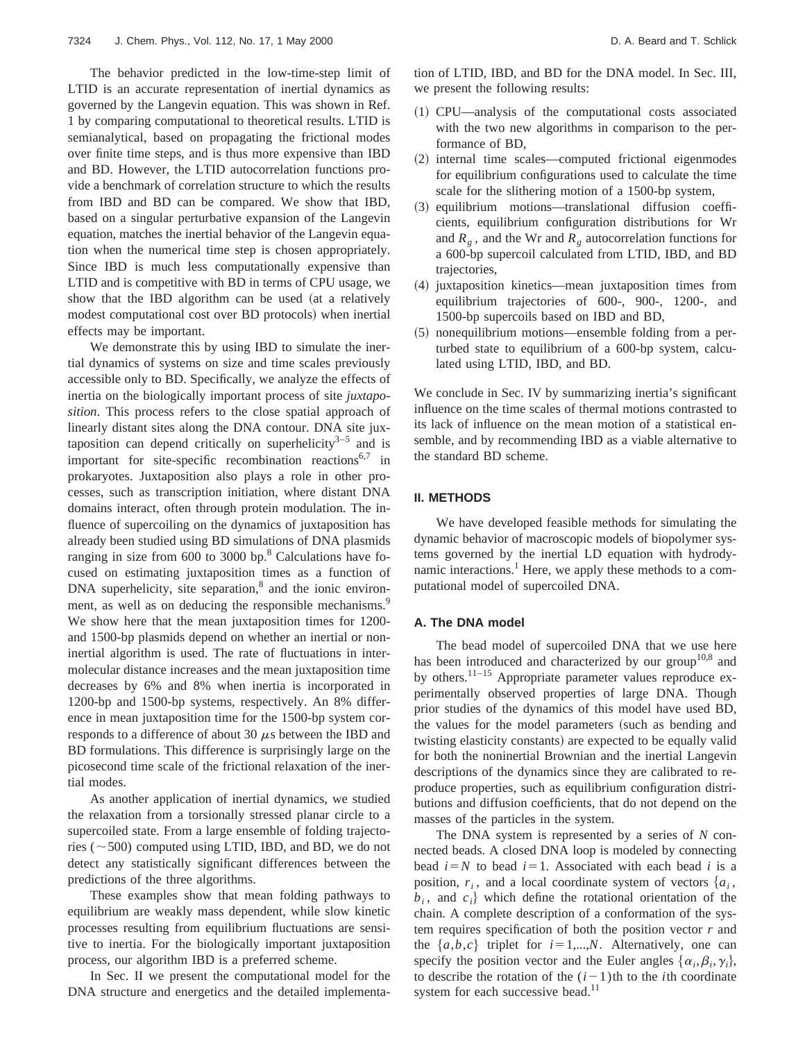The behavior predicted in the low-time-step limit of LTID is an accurate representation of inertial dynamics as governed by the Langevin equation. This was shown in Ref. 1 by comparing computational to theoretical results. LTID is semianalytical, based on propagating the frictional modes over finite time steps, and is thus more expensive than IBD and BD. However, the LTID autocorrelation functions provide a benchmark of correlation structure to which the results from IBD and BD can be compared. We show that IBD, based on a singular perturbative expansion of the Langevin equation, matches the inertial behavior of the Langevin equation when the numerical time step is chosen appropriately. Since IBD is much less computationally expensive than LTID and is competitive with BD in terms of CPU usage, we show that the IBD algorithm can be used (at a relatively modest computational cost over BD protocols) when inertial effects may be important.

We demonstrate this by using IBD to simulate the inertial dynamics of systems on size and time scales previously accessible only to BD. Specifically, we analyze the effects of inertia on the biologically important process of site *juxtaposition*. This process refers to the close spatial approach of linearly distant sites along the DNA contour. DNA site juxtaposition can depend critically on superhelicity[3–5] and is important for site-specific recombination reactions[6,7] in prokaryotes. Juxtaposition also plays a role in other processes, such as transcription initiation, where distant DNA domains interact, often through protein modulation. The influence of supercoiling on the dynamics of juxtaposition has already been studied using BD simulations of DNA plasmids ranging in size from 600 to 3000 bp.[8] Calculations have focused on estimating juxtaposition times as a function of DNA superhelicity, site separation,[8] and the ionic environment, as well as on deducing the responsible mechanisms.[9] We show here that the mean juxtaposition times for 1200- and 1500-bp plasmids depend on whether an inertial or noninertial algorithm is used. The rate of fluctuations in intermolecular distance increases and the mean juxtaposition time decreases by 6% and 8% when inertia is incorporated in 1200-bp and 1500-bp systems, respectively. An 8% difference in mean juxtaposition time for the 1500-bp system corresponds to a difference of about 30 $\mu$s between the IBD and BD formulations. This difference is surprisingly large on the picosecond time scale of the frictional relaxation of the inertial modes.

As another application of inertial dynamics, we studied the relaxation from a torsionally stressed planar circle to a supercoiled state. From a large ensemble of folding trajectories ($\sim$500) computed using LTID, IBD, and BD, we do not detect any statistically significant differences between the predictions of the three algorithms.

These examples show that mean folding pathways to equilibrium are weakly mass dependent, while slow kinetic processes resulting from equilibrium fluctuations are sensitive to inertia. For the biologically important juxtaposition process, our algorithm IBD is a preferred scheme.

In Sec. II we present the computational model for the DNA structure and energetics and the detailed implementation of LTID, IBD, and BD for the DNA model. In Sec. III, we present the following results:

(1) CPU—analysis of the computational costs associated with the two new algorithms in comparison to the performance of BD,

(2) internal time scales—computed frictional eigenmodes for equilibrium configurations used to calculate the time scale for the slithering motion of a 1500-bp system,

(3) equilibrium motions—translational diffusion coefficients, equilibrium configuration distributions for Wr and $R_g$, and the Wr and $R_g$ autocorrelation functions for a 600-bp supercoil calculated from LTID, IBD, and BD trajectories,

(4) juxtaposition kinetics—mean juxtaposition times from equilibrium trajectories of 600-, 900-, 1200-, and 1500-bp supercoils based on IBD and BD,

(5) nonequilibrium motions—ensemble folding from a perturbed state to equilibrium of a 600-bp system, calculated using LTID, IBD, and BD.

We conclude in Sec. IV by summarizing inertia's significant influence on the time scales of thermal motions contrasted to its lack of influence on the mean motion of a statistical ensemble, and by recommending IBD as a viable alternative to the standard BD scheme.

## II. METHODS

We have developed feasible methods for simulating the dynamic behavior of macroscopic models of biopolymer systems governed by the inertial LD equation with hydrodynamic interactions.[1] Here, we apply these methods to a computational model of supercoiled DNA.

### A. The DNA model

The bead model of supercoiled DNA that we use here has been introduced and characterized by our group[10,8] and by others.[11–15] Appropriate parameter values reproduce experimentally observed properties of large DNA. Though prior studies of the dynamics of this model have used BD, the values for the model parameters (such as bending and twisting elasticity constants) are expected to be equally valid for both the noninertial Brownian and the inertial Langevin descriptions of the dynamics since they are calibrated to reproduce properties, such as equilibrium configuration distributions and diffusion coefficients, that do not depend on the masses of the particles in the system.

The DNA system is represented by a series of $N$ connected beads. A closed DNA loop is modeled by connecting bead $i=N$ to bead $i=1$. Associated with each bead $i$ is a position, $r_i$, and a local coordinate system of vectors $\{a_i, b_i, \text{ and } c_i\}$ which define the rotational orientation of the chain. A complete description of a conformation of the system requires specification of both the position vector $r$ and the $\{a,b,c\}$ triplet for $i=1,...,N$. Alternatively, one can specify the position vector and the Euler angles $\{\alpha_i, \beta_i, \gamma_i\}$, to describe the rotation of the $(i-1)$th to the $i$th coordinate system for each successive bead.[11]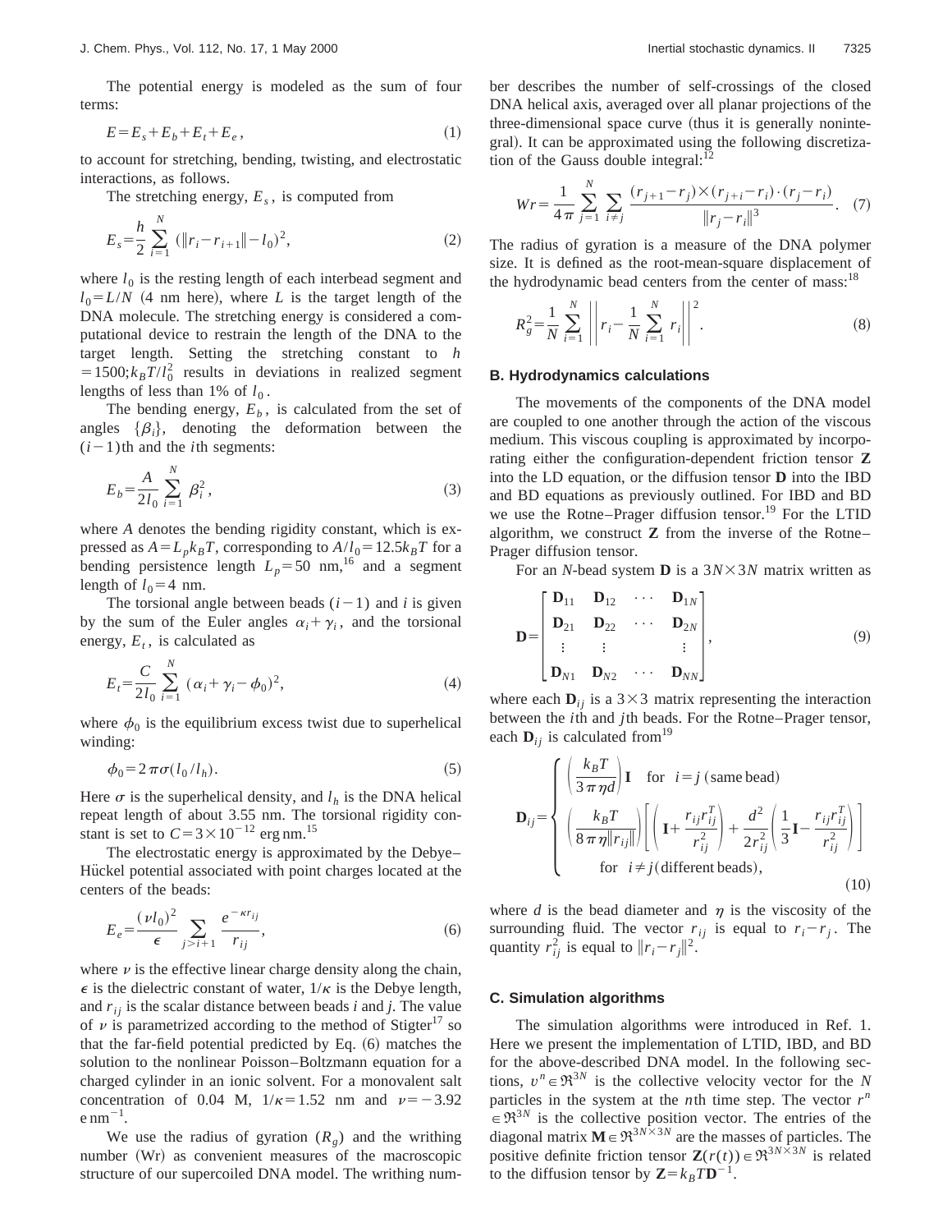The potential energy is modeled as the sum of four terms:

$$E = E_s + E_b + E_t + E_e, \tag{1}$$

to account for stretching, bending, twisting, and electrostatic interactions, as follows.

The stretching energy, $E_s$, is computed from

$$E_s = \frac{h}{2} \sum_{i=1}^{N} (\|r_i - r_{i+1}\| - l_0)^2, \tag{2}$$

where $l_0$ is the resting length of each interbead segment and $l_0 = L/N$ (4 nm here), where $L$ is the target length of the DNA molecule. The stretching energy is considered a computational device to restrain the length of the DNA to the target length. Setting the stretching constant to $h = 1500; k_BT/l_0^2$ results in deviations in realized segment lengths of less than 1% of $l_0$.

The bending energy, $E_b$, is calculated from the set of angles $\{\beta_i\}$, denoting the deformation between the $(i-1)$th and the $i$th segments:

$$E_b = \frac{A}{2l_0} \sum_{i=1}^{N} \beta_i^2, \tag{3}$$

where $A$ denotes the bending rigidity constant, which is expressed as $A = L_p k_B T$, corresponding to $A/l_0 = 12.5 k_B T$ for a bending persistence length $L_p = 50$ nm,[16] and a segment length of $l_0 = 4$ nm.

The torsional angle between beads $(i-1)$ and $i$ is given by the sum of the Euler angles $\alpha_i + \gamma_i$, and the torsional energy, $E_t$, is calculated as

$$E_t = \frac{C}{2l_0} \sum_{i=1}^{N} (\alpha_i + \gamma_i - \phi_0)^2, \tag{4}$$

where $\phi_0$ is the equilibrium excess twist due to superhelical winding:

$$\phi_0 = 2\pi\sigma(l_0/l_h). \tag{5}$$

Here $\sigma$ is the superhelical density, and $l_h$ is the DNA helical repeat length of about 3.55 nm. The torsional rigidity constant is set to $C = 3 \times 10^{-12}$ erg nm.[15]

The electrostatic energy is approximated by the Debye–Hückel potential associated with point charges located at the centers of the beads:

$$E_e = \frac{(\nu l_0)^2}{\epsilon} \sum_{j > i+1} \frac{e^{-\kappa r_{ij}}}{r_{ij}}, \tag{6}$$

where $\nu$ is the effective linear charge density along the chain, $\epsilon$ is the dielectric constant of water, $1/\kappa$ is the Debye length, and $r_{ij}$ is the scalar distance between beads $i$ and $j$. The value of $\nu$ is parametrized according to the method of Stigter[17] so that the far-field potential predicted by Eq. (6) matches the solution to the nonlinear Poisson–Boltzmann equation for a charged cylinder in an ionic solvent. For a monovalent salt concentration of 0.04 M, $1/\kappa = 1.52$ nm and $\nu = -3.92$ e nm$^{-1}$.

We use the radius of gyration ($R_g$) and the writhing number (Wr) as convenient measures of the macroscopic structure of our supercoiled DNA model. The writhing number describes the number of self-crossings of the closed DNA helical axis, averaged over all planar projections of the three-dimensional space curve (thus it is generally nonintegral). It can be approximated using the following discretization of the Gauss double integral:[12]

$$Wr = \frac{1}{4\pi} \sum_{j=1}^{N} \sum_{i \neq j} \frac{(r_{j+1} - r_j) \times (r_{j+i} - r_i) \cdot (r_j - r_i)}{\|r_j - r_i\|^3}. \tag{7}$$

The radius of gyration is a measure of the DNA polymer size. It is defined as the root-mean-square displacement of the hydrodynamic bead centers from the center of mass:[18]

$$R_g^2 = \frac{1}{N} \sum_{i=1}^{N} \left\| r_i - \frac{1}{N} \sum_{i=1}^{N} r_i \right\|^2. \tag{8}$$

### B. Hydrodynamics calculations

The movements of the components of the DNA model are coupled to one another through the action of the viscous medium. This viscous coupling is approximated by incorporating either the configuration-dependent friction tensor **Z** into the LD equation, or the diffusion tensor **D** into the IBD and BD equations as previously outlined. For IBD and BD we use the Rotne–Prager diffusion tensor.[19] For the LTID algorithm, we construct **Z** from the inverse of the Rotne–Prager diffusion tensor.

For an $N$-bead system **D** is a $3N \times 3N$ matrix written as

$$\mathbf{D} = \begin{bmatrix} \mathbf{D}_{11} & \mathbf{D}_{12} & \cdots & \mathbf{D}_{1N} \\ \mathbf{D}_{21} & \mathbf{D}_{22} & \cdots & \mathbf{D}_{2N} \\ \vdots & \vdots & & \vdots \\ \mathbf{D}_{N1} & \mathbf{D}_{N2} & \cdots & \mathbf{D}_{NN} \end{bmatrix}, \tag{9}$$

where each $\mathbf{D}_{ij}$ is a $3 \times 3$ matrix representing the interaction between the $i$th and $j$th beads. For the Rotne–Prager tensor, each $\mathbf{D}_{ij}$ is calculated from[19]

$$\mathbf{D}_{ij} = \begin{cases} \left(\dfrac{k_BT}{3\pi\eta d}\right)\mathbf{I} \quad \text{for } i = j \text{ (same bead)} \\ \left(\dfrac{k_BT}{8\pi\eta\|r_{ij}\|}\right)\left[\left(\mathbf{I} + \dfrac{r_{ij}r_{ij}^T}{r_{ij}^2}\right) + \dfrac{d^2}{2r_{ij}^2}\left(\dfrac{1}{3}\mathbf{I} - \dfrac{r_{ij}r_{ij}^T}{r_{ij}^2}\right)\right] \\ \quad \text{for } i \neq j \text{ (different beads)}, \end{cases} \tag{10}$$

where $d$ is the bead diameter and $\eta$ is the viscosity of the surrounding fluid. The vector $r_{ij}$ is equal to $r_i - r_j$. The quantity $r_{ij}^2$ is equal to $\|r_i - r_j\|^2$.

### C. Simulation algorithms

The simulation algorithms were introduced in Ref. 1. Here we present the implementation of LTID, IBD, and BD for the above-described DNA model. In the following sections, $v^n \in \Re^{3N}$ is the collective velocity vector for the $N$ particles in the system at the $n$th time step. The vector $r^n \in \Re^{3N}$ is the collective position vector. The entries of the diagonal matrix $\mathbf{M} \in \Re^{3N \times 3N}$ are the masses of particles. The positive definite friction tensor $\mathbf{Z}(r(t)) \in \Re^{3N \times 3N}$ is related to the diffusion tensor by $\mathbf{Z} = k_BT\mathbf{D}^{-1}$.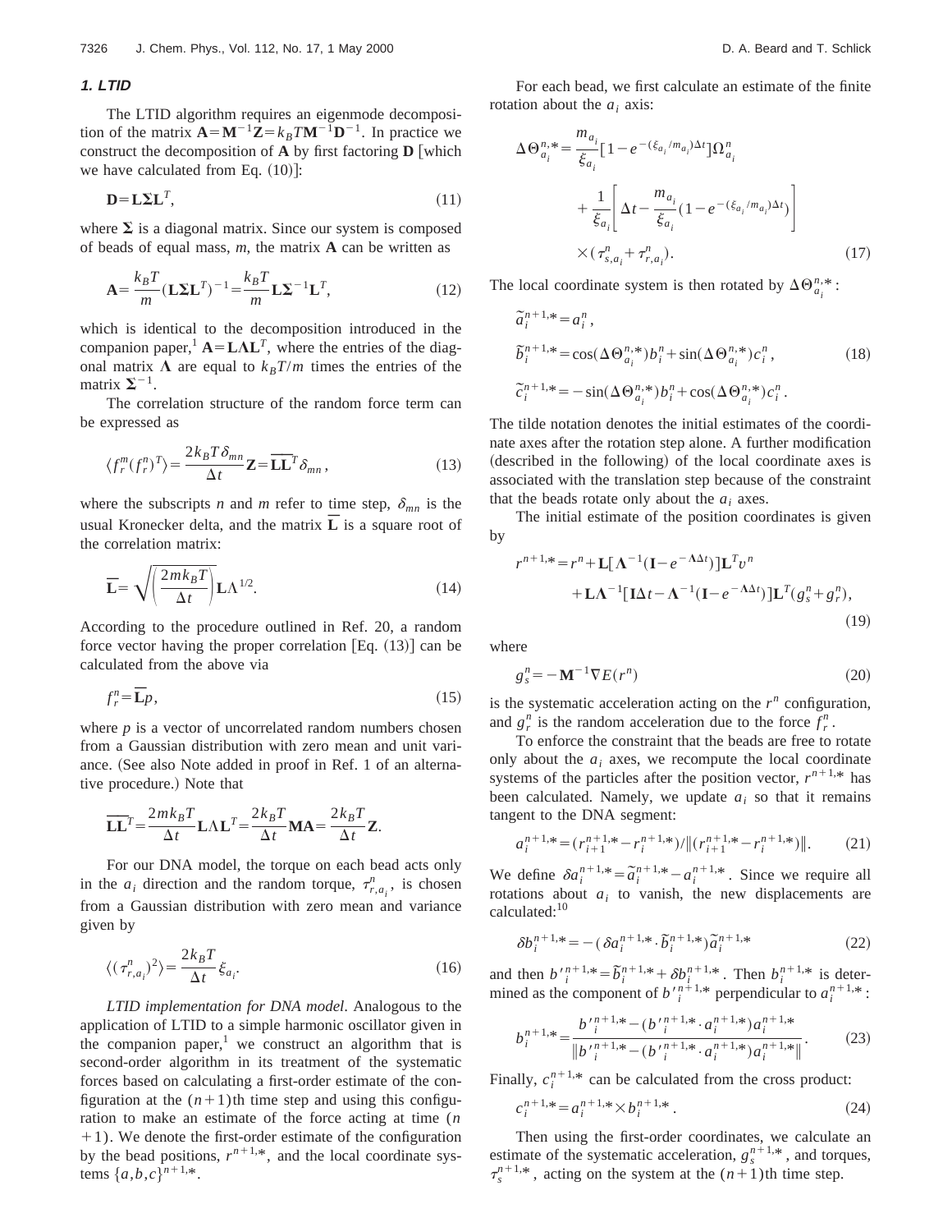### 1. LTID

The LTID algorithm requires an eigenmode decomposition of the matrix $\mathbf{A}=\mathbf{M}^{-1}\mathbf{Z}=k_BT\mathbf{M}^{-1}\mathbf{D}^{-1}$. In practice we construct the decomposition of $\mathbf{A}$ by first factoring $\mathbf{D}$ [which we have calculated from Eq. (10)]:

$$\mathbf{D}=\mathbf{L}\mathbf{\Sigma}\mathbf{L}^T, \tag{11}$$

where $\mathbf{\Sigma}$ is a diagonal matrix. Since our system is composed of beads of equal mass, $m$, the matrix $\mathbf{A}$ can be written as

$$\mathbf{A}=\frac{k_BT}{m}(\mathbf{L}\mathbf{\Sigma}\mathbf{L}^T)^{-1}=\frac{k_BT}{m}\mathbf{L}\mathbf{\Sigma}^{-1}\mathbf{L}^T, \tag{12}$$

which is identical to the decomposition introduced in the companion paper,[1] $\mathbf{A}=\mathbf{L}\mathbf{\Lambda}\mathbf{L}^T$, where the entries of the diagonal matrix $\mathbf{\Lambda}$ are equal to $k_BT/m$ times the entries of the matrix $\mathbf{\Sigma}^{-1}$.

The correlation structure of the random force term can be expressed as

$$\langle f_r^m (f_r^n)^T\rangle=\frac{2k_BT\delta_{mn}}{\Delta t}\mathbf{Z}=\overline{\mathbf{L}}\overline{\mathbf{L}}^T\delta_{mn}, \tag{13}$$

where the subscripts $n$ and $m$ refer to time step, $\delta_{mn}$ is the usual Kronecker delta, and the matrix $\overline{\mathbf{L}}$ is a square root of the correlation matrix:

$$\overline{\mathbf{L}}=\sqrt{\left(\frac{2mk_BT}{\Delta t}\right)}\mathbf{L}\mathbf{\Lambda}^{1/2}. \tag{14}$$

According to the procedure outlined in Ref. 20, a random force vector having the proper correlation [Eq. (13)] can be calculated from the above via

$$f_r^n=\overline{\mathbf{L}}p, \tag{15}$$

where $p$ is a vector of uncorrelated random numbers chosen from a Gaussian distribution with zero mean and unit variance. (See also Note added in proof in Ref. 1 of an alternative procedure.) Note that

$$\overline{\mathbf{L}}\overline{\mathbf{L}}^T=\frac{2mk_BT}{\Delta t}\mathbf{L}\mathbf{\Lambda}\mathbf{L}^T=\frac{2k_BT}{\Delta t}\mathbf{M}\mathbf{A}=\frac{2k_BT}{\Delta t}\mathbf{Z}.$$

For our DNA model, the torque on each bead acts only in the $a_i$ direction and the random torque, $\tau_{r,a_i}^n$, is chosen from a Gaussian distribution with zero mean and variance given by

$$\langle(\tau_{r,a_i}^n)^2\rangle=\frac{2k_BT}{\Delta t}\xi_{a_i}. \tag{16}$$

*LTID implementation for DNA model.* Analogous to the application of LTID to a simple harmonic oscillator given in the companion paper,[1] we construct an algorithm that is second-order algorithm in its treatment of the systematic forces based on calculating a first-order estimate of the configuration at the $(n+1)$th time step and using this configuration to make an estimate of the force acting at time $(n+1)$. We denote the first-order estimate of the configuration by the bead positions, $r^{n+1,*}$, and the local coordinate systems $\{a,b,c\}^{n+1,*}$.

For each bead, we first calculate an estimate of the finite rotation about the $a_i$ axis:

$$\begin{aligned}\Delta\Theta_{a_i}^{n,*}=&\frac{m_{a_i}}{\xi_{a_i}}[1-e^{-(\xi_{a_i}/m_{a_i})\Delta t}]\Omega_{a_i}^n\\&+\frac{1}{\xi_{a_i}}\left[\Delta t-\frac{m_{a_i}}{\xi_{a_i}}(1-e^{-(\xi_{a_i}/m_{a_i})\Delta t})\right]\\&\times(\tau_{s,a_i}^n+\tau_{r,a_i}^n).\end{aligned} \tag{17}$$

The local coordinate system is then rotated by $\Delta\Theta_{a_i}^{n,*}$:

$$\begin{aligned}\tilde{a}_i^{n+1,*}&=a_i^n,\\\tilde{b}_i^{n+1,*}&=\cos(\Delta\Theta_{a_i}^{n,*})b_i^n+\sin(\Delta\Theta_{a_i}^{n,*})c_i^n,\\\tilde{c}_i^{n+1,*}&=-\sin(\Delta\Theta_{a_i}^{n,*})b_i^n+\cos(\Delta\Theta_{a_i}^{n,*})c_i^n.\end{aligned} \tag{18}$$

The tilde notation denotes the initial estimates of the coordinate axes after the rotation step alone. A further modification (described in the following) of the local coordinate axes is associated with the translation step because of the constraint that the beads rotate only about the $a_i$ axes.

The initial estimate of the position coordinates is given by

$$\begin{aligned}r^{n+1,*}=&r^n+\mathbf{L}[\mathbf{\Lambda}^{-1}(\mathbf{I}-e^{-\mathbf{\Lambda}\Delta t})]\mathbf{L}^Tv^n\\&+\mathbf{L}\mathbf{\Lambda}^{-1}[\mathbf{I}\Delta t-\mathbf{\Lambda}^{-1}(\mathbf{I}-e^{-\mathbf{\Lambda}\Delta t})]\mathbf{L}^T(g_s^n+g_r^n),\end{aligned} \tag{19}$$

where

$$g_s^n=-\mathbf{M}^{-1}\nabla E(r^n) \tag{20}$$

is the systematic acceleration acting on the $r^n$ configuration, and $g_r^n$ is the random acceleration due to the force $f_r^n$.

To enforce the constraint that the beads are free to rotate only about the $a_i$ axes, we recompute the local coordinate systems of the particles after the position vector, $r^{n+1,*}$ has been calculated. Namely, we update $a_i$ so that it remains tangent to the DNA segment:

$$a_i^{n+1,*}=(r_{i+1}^{n+1,*}-r_i^{n+1,*})/\|(r_{i+1}^{n+1,*}-r_i^{n+1,*})\|. \tag{21}$$

We define $\delta a_i^{n+1,*}=\tilde{a}_i^{n+1,*}-a_i^{n+1,*}$. Since we require all rotations about $a_i$ to vanish, the new displacements are calculated:[10]

$$\delta b_i^{n+1,*}=-(\delta a_i^{n+1,*}\cdot\tilde{b}_i^{n+1,*})\tilde{a}_i^{n+1,*} \tag{22}$$

and then $b'^{n+1,*}_i=\tilde{b}_i^{n+1,*}+\delta b_i^{n+1,*}$. Then $b_i^{n+1,*}$ is determined as the component of $b'^{n+1,*}_i$ perpendicular to $a_i^{n+1,*}$:

$$b_i^{n+1,*}=\frac{b'^{n+1,*}_i-(b'^{n+1,*}_i\cdot a_i^{n+1,*})a_i^{n+1,*}}{\|b'^{n+1,*}_i-(b'^{n+1,*}_i\cdot a_i^{n+1,*})a_i^{n+1,*}\|}. \tag{23}$$

Finally, $c_i^{n+1,*}$ can be calculated from the cross product:

$$c_i^{n+1,*}=a_i^{n+1,*}\times b_i^{n+1,*}. \tag{24}$$

Then using the first-order coordinates, we calculate an estimate of the systematic acceleration, $g_s^{n+1,*}$, and torques, $\tau_s^{n+1,*}$, acting on the system at the $(n+1)$th time step.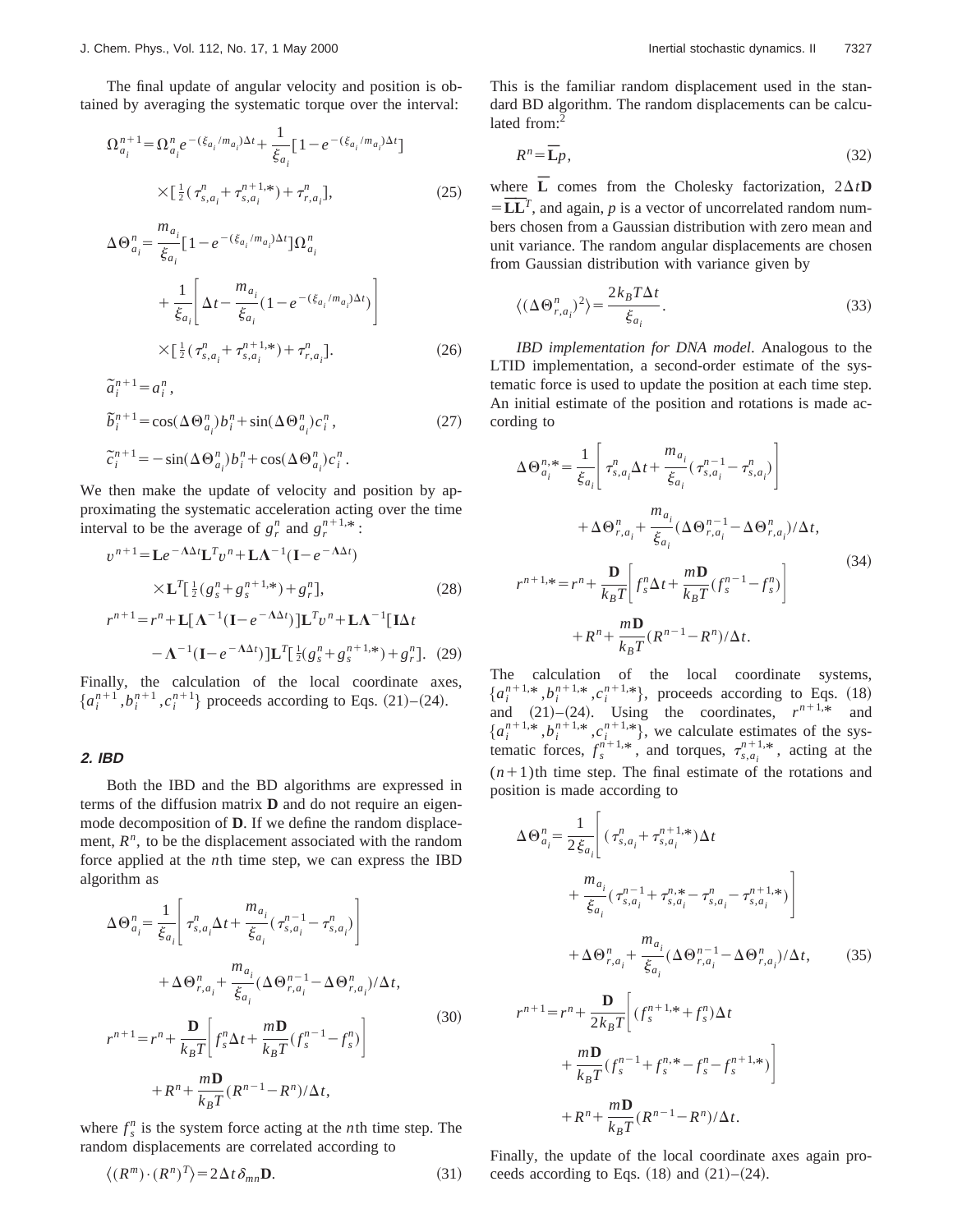The final update of angular velocity and position is obtained by averaging the systematic torque over the interval:

$$\Omega_{a_i}^{n+1} = \Omega_{a_i}^{n} e^{-(\xi_{a_i}/m_{a_i})\Delta t} + \frac{1}{\xi_{a_i}}[1 - e^{-(\xi_{a_i}/m_{a_i})\Delta t}] \times [\tfrac{1}{2}(\tau_{s,a_i}^{n} + \tau_{s,a_i}^{n+1,*}) + \tau_{r,a_i}^{n}], \tag{25}$$

$$\Delta\Theta_{a_i}^{n} = \frac{m_{a_i}}{\xi_{a_i}}[1 - e^{-(\xi_{a_i}/m_{a_i})\Delta t}]\Omega_{a_i}^{n} + \frac{1}{\xi_{a_i}}\left[\Delta t - \frac{m_{a_i}}{\xi_{a_i}}(1 - e^{-(\xi_{a_i}/m_{a_i})\Delta t})\right] \times [\tfrac{1}{2}(\tau_{s,a_i}^{n} + \tau_{s,a_i}^{n+1,*}) + \tau_{r,a_i}^{n}]. \tag{26}$$

$$\tilde{a}_i^{n+1} = a_i^n,$$
$$\tilde{b}_i^{n+1} = \cos(\Delta\Theta_{a_i}^n) b_i^n + \sin(\Delta\Theta_{a_i}^n) c_i^n, \tag{27}$$
$$\tilde{c}_i^{n+1} = -\sin(\Delta\Theta_{a_i}^n) b_i^n + \cos(\Delta\Theta_{a_i}^n) c_i^n.$$

We then make the update of velocity and position by approximating the systematic acceleration acting over the time interval to be the average of $g_r^n$ and $g_r^{n+1,*}$:

$$v^{n+1} = \mathbf{L}e^{-\mathbf{\Lambda}\Delta t}\mathbf{L}^T v^n + \mathbf{L}\mathbf{\Lambda}^{-1}(\mathbf{I} - e^{-\mathbf{\Lambda}\Delta t}) \times \mathbf{L}^T[\tfrac{1}{2}(g_s^n + g_s^{n+1,*}) + g_r^n], \tag{28}$$

$$r^{n+1} = r^n + \mathbf{L}[\mathbf{\Lambda}^{-1}(\mathbf{I} - e^{-\mathbf{\Lambda}\Delta t})]\mathbf{L}^T v^n + \mathbf{L}\mathbf{\Lambda}^{-1}[\mathbf{I}\Delta t - \mathbf{\Lambda}^{-1}(\mathbf{I} - e^{-\mathbf{\Lambda}\Delta t})]\mathbf{L}^T[\tfrac{1}{2}(g_s^n + g_s^{n+1,*}) + g_r^n]. \tag{29}$$

Finally, the calculation of the local coordinate axes, $\{a_i^{n+1}, b_i^{n+1}, c_i^{n+1}\}$ proceeds according to Eqs. (21)–(24).

### 2. IBD

Both the IBD and the BD algorithms are expressed in terms of the diffusion matrix $\mathbf{D}$ and do not require an eigenmode decomposition of $\mathbf{D}$. If we define the random displacement, $R^n$, to be the displacement associated with the random force applied at the $n$th time step, we can express the IBD algorithm as

$$\Delta\Theta_{a_i}^{n} = \frac{1}{\xi_{a_i}}\left[\tau_{s,a_i}^{n}\Delta t + \frac{m_{a_i}}{\xi_{a_i}}(\tau_{s,a_i}^{n-1} - \tau_{s,a_i}^{n})\right] + \Delta\Theta_{r,a_i}^{n} + \frac{m_{a_i}}{\xi_{a_i}}(\Delta\Theta_{r,a_i}^{n-1} - \Delta\Theta_{r,a_i}^{n})/\Delta t,$$
$$r^{n+1} = r^n + \frac{\mathbf{D}}{k_BT}\left[f_s^n\Delta t + \frac{m\mathbf{D}}{k_BT}(f_s^{n-1} - f_s^n)\right] + R^n + \frac{m\mathbf{D}}{k_BT}(R^{n-1} - R^n)/\Delta t, \tag{30}$$

where $f_s^n$ is the system force acting at the $n$th time step. The random displacements are correlated according to

$$\langle (R^m)\cdot(R^n)^T\rangle = 2\Delta t\,\delta_{mn}\mathbf{D}. \tag{31}$$

This is the familiar random displacement used in the standard BD algorithm. The random displacements can be calculated from:[2]

$$R^n = \bar{\mathbf{L}}p, \tag{32}$$

where $\bar{\mathbf{L}}$ comes from the Cholesky factorization, $2\Delta t\mathbf{D} = \bar{\mathbf{L}}\bar{\mathbf{L}}^T$, and again, $p$ is a vector of uncorrelated random numbers chosen from a Gaussian distribution with zero mean and unit variance. The random angular displacements are chosen from Gaussian distribution with variance given by

$$\langle (\Delta\Theta_{r,a_i}^n)^2\rangle = \frac{2k_BT\Delta t}{\xi_{a_i}}. \tag{33}$$

*IBD implementation for DNA model*. Analogous to the LTID implementation, a second-order estimate of the systematic force is used to update the position at each time step. An initial estimate of the position and rotations is made according to

$$\Delta\Theta_{a_i}^{n,*} = \frac{1}{\xi_{a_i}}\left[\tau_{s,a_i}^{n}\Delta t + \frac{m_{a_i}}{\xi_{a_i}}(\tau_{s,a_i}^{n-1} - \tau_{s,a_i}^{n})\right] + \Delta\Theta_{r,a_i}^{n} + \frac{m_{a_i}}{\xi_{a_i}}(\Delta\Theta_{r,a_i}^{n-1} - \Delta\Theta_{r,a_i}^{n})/\Delta t,$$
$$r^{n+1,*} = r^n + \frac{\mathbf{D}}{k_BT}\left[f_s^n\Delta t + \frac{m\mathbf{D}}{k_BT}(f_s^{n-1} - f_s^n)\right] + R^n + \frac{m\mathbf{D}}{k_BT}(R^{n-1} - R^n)/\Delta t. \tag{34}$$

The calculation of the local coordinate systems, $\{a_i^{n+1,*}, b_i^{n+1,*}, c_i^{n+1,*}\}$, proceeds according to Eqs. (18) and (21)–(24). Using the coordinates, $r^{n+1,*}$ and $\{a_i^{n+1,*}, b_i^{n+1,*}, c_i^{n+1,*}\}$, we calculate estimates of the systematic forces, $f_s^{n+1,*}$, and torques, $\tau_{s,a_i}^{n+1,*}$, acting at the $(n+1)$th time step. The final estimate of the rotations and position is made according to

$$\Delta\Theta_{a_i}^{n} = \frac{1}{2\xi_{a_i}}\left[(\tau_{s,a_i}^{n} + \tau_{s,a_i}^{n+1,*})\Delta t + \frac{m_{a_i}}{\xi_{a_i}}(\tau_{s,a_i}^{n-1} + \tau_{s,a_i}^{n,*} - \tau_{s,a_i}^{n} - \tau_{s,a_i}^{n+1,*})\right] + \Delta\Theta_{r,a_i}^{n} + \frac{m_{a_i}}{\xi_{a_i}}(\Delta\Theta_{r,a_i}^{n-1} - \Delta\Theta_{r,a_i}^{n})/\Delta t, \tag{35}$$

$$r^{n+1} = r^n + \frac{\mathbf{D}}{2k_BT}\left[(f_s^{n+1,*} + f_s^n)\Delta t + \frac{m\mathbf{D}}{k_BT}(f_s^{n-1} + f_s^{n,*} - f_s^n - f_s^{n+1,*})\right] + R^n + \frac{m\mathbf{D}}{k_BT}(R^{n-1} - R^n)/\Delta t.$$

Finally, the update of the local coordinate axes again proceeds according to Eqs. (18) and (21)–(24).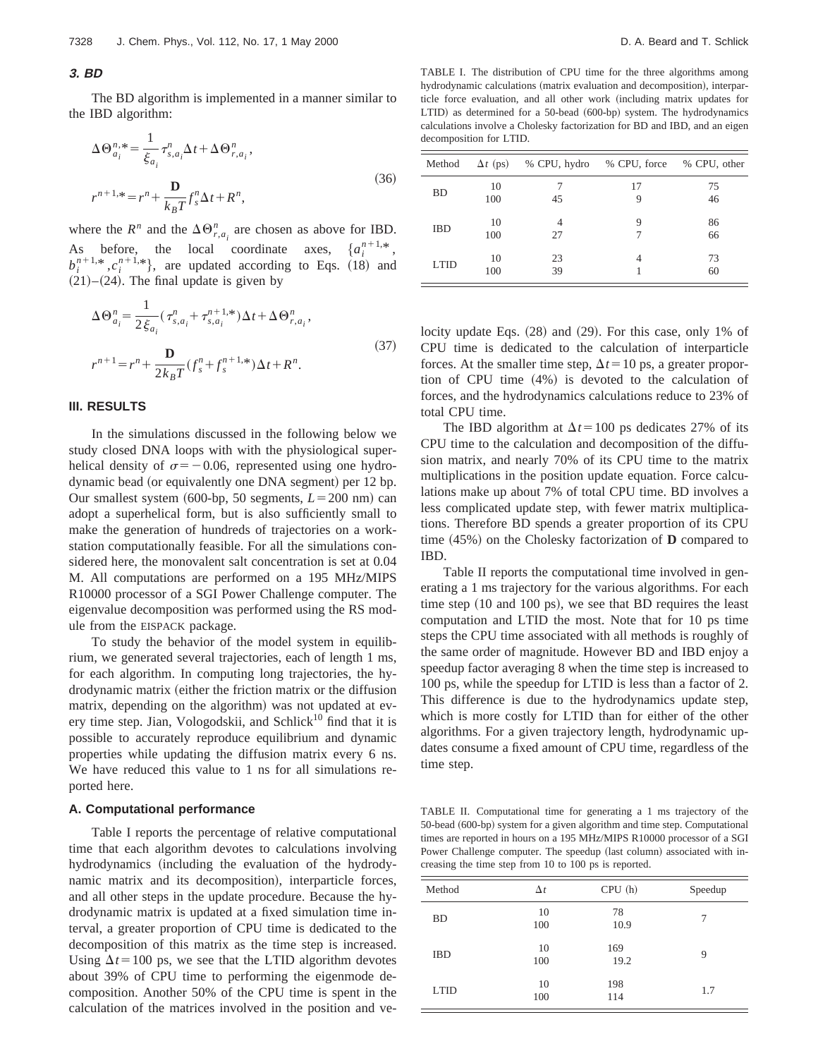### 3. BD

The BD algorithm is implemented in a manner similar to the IBD algorithm:

$$\Delta\Theta_{a_i}^{n,*} = \frac{1}{\xi_{a_i}} \tau_{s,a_i}^{n} \Delta t + \Delta\Theta_{r,a_i}^{n},$$
$$r^{n+1,*} = r^{n} + \frac{\mathbf{D}}{k_B T} f_s^n \Delta t + R^n, \tag{36}$$

where the $R^n$ and the $\Delta\Theta_{r,a_i}^{n}$ are chosen as above for IBD. As before, the local coordinate axes, $\{a_i^{n+1,*}, b_i^{n+1,*}, c_i^{n+1,*}\}$, are updated according to Eqs. (18) and (21)–(24). The final update is given by

$$\Delta\Theta_{a_i}^{n} = \frac{1}{2\xi_{a_i}} (\tau_{s,a_i}^{n} + \tau_{s,a_i}^{n+1,*}) \Delta t + \Delta\Theta_{r,a_i}^{n},$$
$$r^{n+1} = r^{n} + \frac{\mathbf{D}}{2k_B T} (f_s^n + f_s^{n+1,*}) \Delta t + R^n. \tag{37}$$

## III. RESULTS

In the simulations discussed in the following below we study closed DNA loops with with the physiological superhelical density of $\sigma = -0.06$, represented using one hydrodynamic bead (or equivalently one DNA segment) per 12 bp. Our smallest system (600-bp, 50 segments, $L = 200$ nm) can adopt a superhelical form, but is also sufficiently small to make the generation of hundreds of trajectories on a workstation computationally feasible. For all the simulations considered here, the monovalent salt concentration is set at 0.04 M. All computations are performed on a 195 MHz/MIPS R10000 processor of a SGI Power Challenge computer. The eigenvalue decomposition was performed using the RS module from the EISPACK package.

To study the behavior of the model system in equilibrium, we generated several trajectories, each of length 1 ms, for each algorithm. In computing long trajectories, the hydrodynamic matrix (either the friction matrix or the diffusion matrix, depending on the algorithm) was not updated at every time step. Jian, Vologodskii, and Schlick[10] find that it is possible to accurately reproduce equilibrium and dynamic properties while updating the diffusion matrix every 6 ns. We have reduced this value to 1 ns for all simulations reported here.

### A. Computational performance

Table I reports the percentage of relative computational time that each algorithm devotes to calculations involving hydrodynamics (including the evaluation of the hydrodynamic matrix and its decomposition), interparticle forces, and all other steps in the update procedure. Because the hydrodynamic matrix is updated at a fixed simulation time interval, a greater proportion of CPU time is dedicated to the decomposition of this matrix as the time step is increased. Using $\Delta t = 100$ ps, we see that the LTID algorithm devotes about 39% of CPU time to performing the eigenmode decomposition. Another 50% of the CPU time is spent in the calculation of the matrices involved in the position and velocity update Eqs. (28) and (29). For this case, only 1% of CPU time is dedicated to the calculation of interparticle forces. At the smaller time step, $\Delta t = 10$ ps, a greater proportion of CPU time (4%) is devoted to the calculation of forces, and the hydrodynamics calculations reduce to 23% of total CPU time.

TABLE I. The distribution of CPU time for the three algorithms among hydrodynamic calculations (matrix evaluation and decomposition), interparticle force evaluation, and all other work (including matrix updates for LTID) as determined for a 50-bead (600-bp) system. The hydrodynamics calculations involve a Cholesky factorization for BD and IBD, and an eigen decomposition for LTID.

| Method | $\Delta t$ (ps) | % CPU, hydro | % CPU, force | % CPU, other |
|---|---|---|---|---|
| BD | 10 | 7 | 17 | 75 |
| | 100 | 45 | 9 | 46 |
| IBD | 10 | 4 | 9 | 86 |
| | 100 | 27 | 7 | 66 |
| LTID | 10 | 23 | 4 | 73 |
| | 100 | 39 | 1 | 60 |

The IBD algorithm at $\Delta t = 100$ ps dedicates 27% of its CPU time to the calculation and decomposition of the diffusion matrix, and nearly 70% of its CPU time to the matrix multiplications in the position update equation. Force calculations make up about 7% of total CPU time. BD involves a less complicated update step, with fewer matrix multiplications. Therefore BD spends a greater proportion of its CPU time (45%) on the Cholesky factorization of $\mathbf{D}$ compared to IBD.

Table II reports the computational time involved in generating a 1 ms trajectory for the various algorithms. For each time step (10 and 100 ps), we see that BD requires the least computation and LTID the most. Note that for 10 ps time steps the CPU time associated with all methods is roughly of the same order of magnitude. However BD and IBD enjoy a speedup factor averaging 8 when the time step is increased to 100 ps, while the speedup for LTID is less than a factor of 2. This difference is due to the hydrodynamics update step, which is more costly for LTID than for either of the other algorithms. For a given trajectory length, hydrodynamic updates consume a fixed amount of CPU time, regardless of the time step.

TABLE II. Computational time for generating a 1 ms trajectory of the 50-bead (600-bp) system for a given algorithm and time step. Computational times are reported in hours on a 195 MHz/MIPS R10000 processor of a SGI Power Challenge computer. The speedup (last column) associated with increasing the time step from 10 to 100 ps is reported.

| Method | $\Delta t$ | CPU (h) | Speedup |
|---|---|---|---|
| BD | 10 | 78 | 7 |
| | 100 | 10.9 | |
| IBD | 10 | 169 | 9 |
| | 100 | 19.2 | |
| LTID | 10 | 198 | 1.7 |
| | 100 | 114 | |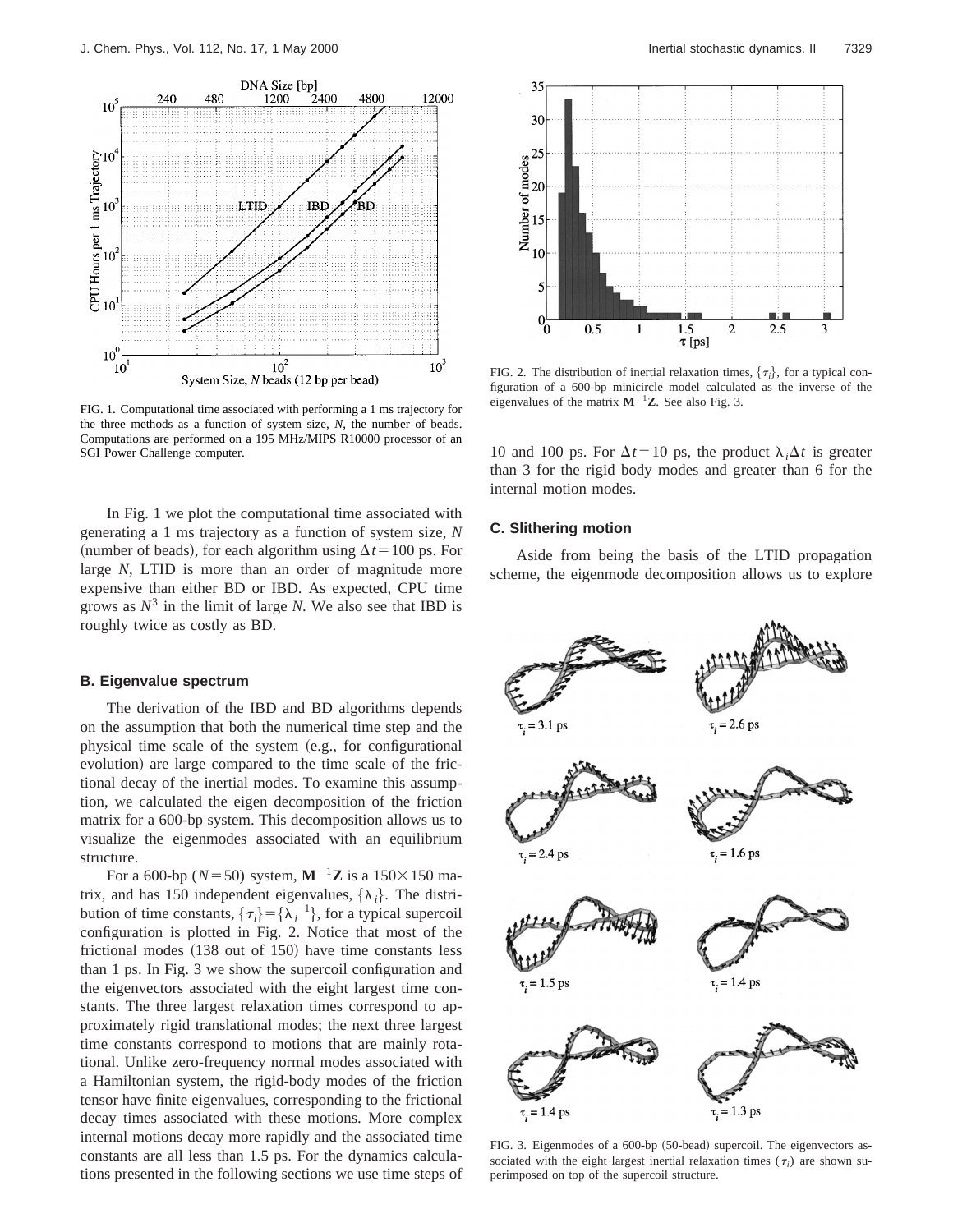FIG. 1. Computational time associated with performing a 1 ms trajectory for the three methods as a function of system size, $N$, the number of beads. Computations are performed on a 195 MHz/MIPS R10000 processor of an SGI Power Challenge computer.

In Fig. 1 we plot the computational time associated with generating a 1 ms trajectory as a function of system size, $N$ (number of beads), for each algorithm using $\Delta t = 100$ ps. For large $N$, LTID is more than an order of magnitude more expensive than either BD or IBD. As expected, CPU time grows as $N^3$ in the limit of large $N$. We also see that IBD is roughly twice as costly as BD.

### B. Eigenvalue spectrum

The derivation of the IBD and BD algorithms depends on the assumption that both the numerical time step and the physical time scale of the system (e.g., for configurational evolution) are large compared to the time scale of the frictional decay of the inertial modes. To examine this assumption, we calculated the eigen decomposition of the friction matrix for a 600-bp system. This decomposition allows us to visualize the eigenmodes associated with an equilibrium structure.

For a 600-bp ($N = 50$) system, $\mathbf{M}^{-1}\mathbf{Z}$ is a $150 \times 150$ matrix, and has 150 independent eigenvalues, $\{\lambda_i\}$. The distribution of time constants, $\{\tau_i\} = \{\lambda_i^{-1}\}$, for a typical supercoil configuration is plotted in Fig. 2. Notice that most of the frictional modes (138 out of 150) have time constants less than 1 ps. In Fig. 3 we show the supercoil configuration and the eigenvectors associated with the eight largest time constants. The three largest relaxation times correspond to approximately rigid translational modes; the next three largest time constants correspond to motions that are mainly rotational. Unlike zero-frequency normal modes associated with a Hamiltonian system, the rigid-body modes of the friction tensor have finite eigenvalues, corresponding to the frictional decay times associated with these motions. More complex internal motions decay more rapidly and the associated time constants are all less than 1.5 ps. For the dynamics calculations presented in the following sections we use time steps of 10 and 100 ps. For $\Delta t = 10$ ps, the product $\lambda_i \Delta t$ is greater than 3 for the rigid body modes and greater than 6 for the internal motion modes.

FIG. 2. The distribution of inertial relaxation times, $\{\tau_i\}$, for a typical configuration of a 600-bp minicircle model calculated as the inverse of the eigenvalues of the matrix $\mathbf{M}^{-1}\mathbf{Z}$. See also Fig. 3.

### C. Slithering motion

Aside from being the basis of the LTID propagation scheme, the eigenmode decomposition allows us to explore

FIG. 3. Eigenmodes of a 600-bp (50-bead) supercoil. The eigenvectors associated with the eight largest inertial relaxation times ($\tau_i$) are shown superimposed on top of the supercoil structure.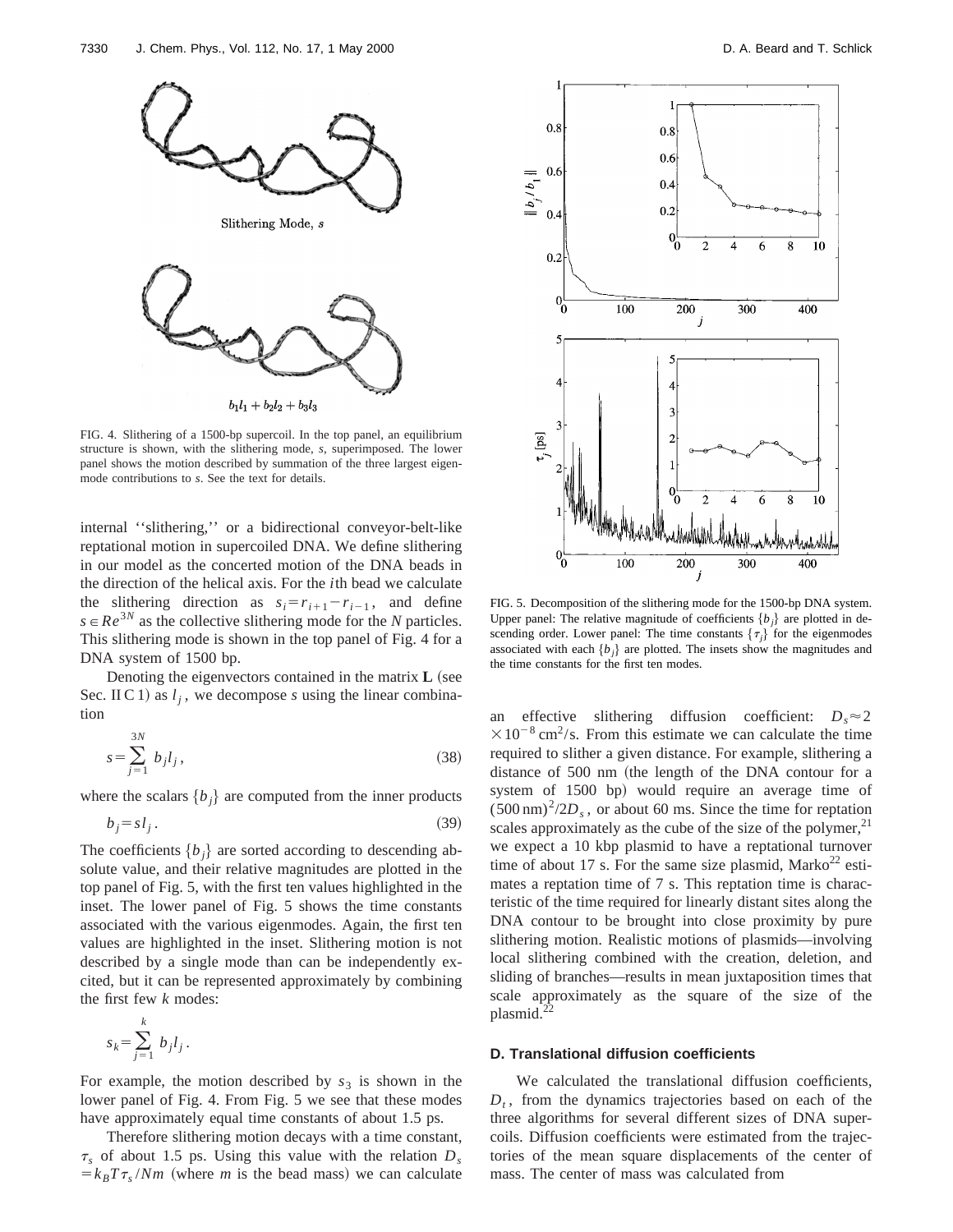Slithering Mode, $s$

$b_1 l_1 + b_2 l_2 + b_3 l_3$

FIG. 4. Slithering of a 1500-bp supercoil. In the top panel, an equilibrium structure is shown, with the slithering mode, $s$, superimposed. The lower panel shows the motion described by summation of the three largest eigenmode contributions to $s$. See the text for details.

internal ''slithering,'' or a bidirectional conveyor-belt-like reptational motion in supercoiled DNA. We define slithering in our model as the concerted motion of the DNA beads in the direction of the helical axis. For the $i$th bead we calculate the slithering direction as $s_i = r_{i+1} - r_{i-1}$, and define $s \in Re^{3N}$ as the collective slithering mode for the $N$ particles. This slithering mode is shown in the top panel of Fig. 4 for a DNA system of 1500 bp.

Denoting the eigenvectors contained in the matrix $\mathbf{L}$ (see Sec. II C 1) as $l_j$, we decompose $s$ using the linear combination

$$s = \sum_{j=1}^{3N} b_j l_j , \tag{38}$$

where the scalars $\{b_j\}$ are computed from the inner products

$$b_j = s l_j . \tag{39}$$

The coefficients $\{b_j\}$ are sorted according to descending absolute value, and their relative magnitudes are plotted in the top panel of Fig. 5, with the first ten values highlighted in the inset. The lower panel of Fig. 5 shows the time constants associated with the various eigenmodes. Again, the first ten values are highlighted in the inset. Slithering motion is not described by a single mode than can be independently excited, but it can be represented approximately by combining the first few $k$ modes:

$$s_k = \sum_{j=1}^{k} b_j l_j .$$

For example, the motion described by $s_3$ is shown in the lower panel of Fig. 4. From Fig. 5 we see that these modes have approximately equal time constants of about 1.5 ps.

Therefore slithering motion decays with a time constant, $\tau_s$ of about 1.5 ps. Using this value with the relation $D_s = k_B T \tau_s / Nm$ (where $m$ is the bead mass) we can calculate an effective slithering diffusion coefficient: $D_s \approx 2 \times 10^{-8}\ \mathrm{cm}^2/\mathrm{s}$. From this estimate we can calculate the time required to slither a given distance. For example, slithering a distance of 500 nm (the length of the DNA contour for a system of 1500 bp) would require an average time of $(500\ \mathrm{nm})^2/2D_s$, or about 60 ms. Since the time for reptation scales approximately as the cube of the size of the polymer,[21] we expect a 10 kbp plasmid to have a reptational turnover time of about 17 s. For the same size plasmid, Marko[22] estimates a reptation time of 7 s. This reptation time is characteristic of the time required for linearly distant sites along the DNA contour to be brought into close proximity by pure slithering motion. Realistic motions of plasmids—involving local slithering combined with the creation, deletion, and sliding of branches—results in mean juxtaposition times that scale approximately as the square of the size of the plasmid.[22]

FIG. 5. Decomposition of the slithering mode for the 1500-bp DNA system. Upper panel: The relative magnitude of coefficients $\{b_j\}$ are plotted in descending order. Lower panel: The time constants $\{\tau_j\}$ for the eigenmodes associated with each $\{b_j\}$ are plotted. The insets show the magnitudes and the time constants for the first ten modes.

### D. Translational diffusion coefficients

We calculated the translational diffusion coefficients, $D_t$, from the dynamics trajectories based on each of the three algorithms for several different sizes of DNA supercoils. Diffusion coefficients were estimated from the trajectories of the mean square displacements of the center of mass. The center of mass was calculated from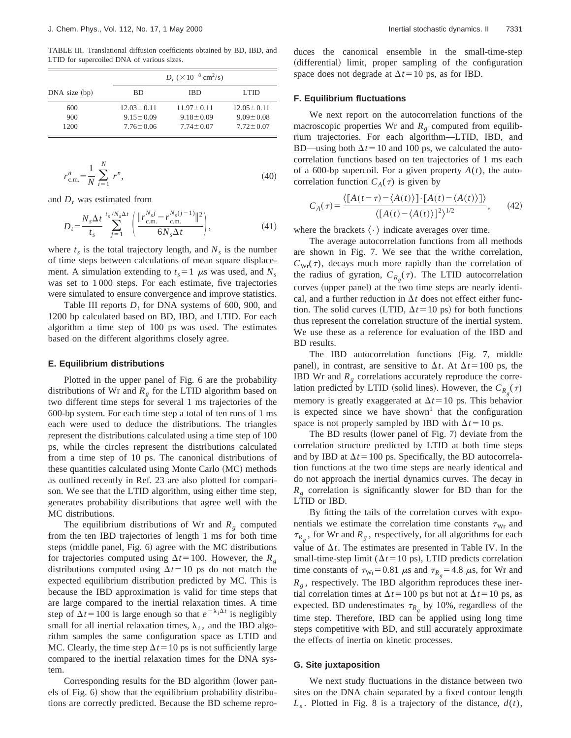TABLE III. Translational diffusion coefficients obtained by BD, IBD, and LTID for supercoiled DNA of various sizes.

| DNA size (bp) | $D_t$ ($\times 10^{-8}$ cm$^2$/s) | | |
|---|---|---|---|
| | BD | IBD | LTID |
| 600 | $12.03 \pm 0.11$ | $11.97 \pm 0.11$ | $12.05 \pm 0.11$ |
| 900 | $9.15 \pm 0.09$ | $9.18 \pm 0.09$ | $9.09 \pm 0.08$ |
| 1200 | $7.76 \pm 0.06$ | $7.74 \pm 0.07$ | $7.72 \pm 0.07$ |

$$r^n_{\text{c.m.}} = \frac{1}{N} \sum_{i=1}^{N} r^n, \tag{40}$$

and $D_t$ was estimated from

$$D_t = \frac{N_s \Delta t}{t_s} \sum_{j=1}^{t_s/N_s \Delta t} \left( \frac{\| r^{N_s j}_{\text{c.m.}} - r^{N_s (j-1)}_{\text{c.m.}} \|^2}{6 N_s \Delta t} \right), \tag{41}$$

where $t_s$ is the total trajectory length, and $N_s$ is the number of time steps between calculations of mean square displacement. A simulation extending to $t_s = 1$ $\mu$s was used, and $N_s$ was set to 1 000 steps. For each estimate, five trajectories were simulated to ensure convergence and improve statistics.

Table III reports $D_t$ for DNA systems of 600, 900, and 1200 bp calculated based on BD, IBD, and LTID. For each algorithm a time step of 100 ps was used. The estimates based on the different algorithms closely agree.

### E. Equilibrium distributions

Plotted in the upper panel of Fig. 6 are the probability distributions of Wr and $R_g$ for the LTID algorithm based on two different time steps for several 1 ms trajectories of the 600-bp system. For each time step a total of ten runs of 1 ms each were used to deduce the distributions. The triangles represent the distributions calculated using a time step of 100 ps, while the circles represent the distributions calculated from a time step of 10 ps. The canonical distributions of these quantities calculated using Monte Carlo (MC) methods as outlined recently in Ref. 23 are also plotted for comparison. We see that the LTID algorithm, using either time step, generates probability distributions that agree well with the MC distributions.

The equilibrium distributions of Wr and $R_g$ computed from the ten IBD trajectories of length 1 ms for both time steps (middle panel, Fig. 6) agree with the MC distributions for trajectories computed using $\Delta t = 100$. However, the $R_g$ distributions computed using $\Delta t = 10$ ps do not match the expected equilibrium distribution predicted by MC. This is because the IBD approximation is valid for time steps that are large compared to the inertial relaxation times. A time step of $\Delta t = 100$ is large enough so that $e^{-\lambda_i \Delta t}$ is negligibly small for all inertial relaxation times, $\lambda_i$, and the IBD algorithm samples the same configuration space as LTID and MC. Clearly, the time step $\Delta t = 10$ ps is not sufficiently large compared to the inertial relaxation times for the DNA system.

Corresponding results for the BD algorithm (lower panels of Fig. 6) show that the equilibrium probability distributions are correctly predicted. Because the BD scheme reproduces the canonical ensemble in the small-time-step (differential) limit, proper sampling of the configuration space does not degrade at $\Delta t = 10$ ps, as for IBD.

### F. Equilibrium fluctuations

We next report on the autocorrelation functions of the macroscopic properties Wr and $R_g$ computed from equilibrium trajectories. For each algorithm—LTID, IBD, and BD—using both $\Delta t = 10$ and 100 ps, we calculated the autocorrelation functions based on ten trajectories of 1 ms each of a 600-bp supercoil. For a given property $A(t)$, the autocorrelation function $C_A(\tau)$ is given by

$$C_A(\tau) = \frac{\langle [A(t-\tau) - \langle A(t) \rangle] \cdot [A(t) - \langle A(t) \rangle] \rangle}{\langle [A(t) - \langle A(t) \rangle]^2 \rangle^{1/2}}, \tag{42}$$

where the brackets $\langle \cdot \rangle$ indicate averages over time.

The average autocorrelation functions from all methods are shown in Fig. 7. We see that the writhe correlation, $C_{\text{Wr}}(\tau)$, decays much more rapidly than the correlation of the radius of gyration, $C_{R_g}(\tau)$. The LTID autocorrelation curves (upper panel) at the two time steps are nearly identical, and a further reduction in $\Delta t$ does not effect either function. The solid curves (LTID, $\Delta t = 10$ ps) for both functions thus represent the correlation structure of the inertial system. We use these as a reference for evaluation of the IBD and BD results.

The IBD autocorrelation functions (Fig. 7, middle panel), in contrast, are sensitive to $\Delta t$. At $\Delta t = 100$ ps, the IBD Wr and $R_g$ correlations accurately reproduce the correlation predicted by LTID (solid lines). However, the $C_{R_g}(\tau)$ memory is greatly exaggerated at $\Delta t = 10$ ps. This behavior is expected since we have shown[1] that the configuration space is not properly sampled by IBD with $\Delta t = 10$ ps.

The BD results (lower panel of Fig. 7) deviate from the correlation structure predicted by LTID at both time steps and by IBD at $\Delta t = 100$ ps. Specifically, the BD autocorrelation functions at the two time steps are nearly identical and do not approach the inertial dynamics curves. The decay in $R_g$ correlation is significantly slower for BD than for the LTID or IBD.

By fitting the tails of the correlation curves with exponentials we estimate the correlation time constants $\tau_{\text{Wr}}$ and $\tau_{R_g}$, for Wr and $R_g$, respectively, for all algorithms for each value of $\Delta t$. The estimates are presented in Table IV. In the small-time-step limit ($\Delta t = 10$ ps), LTID predicts correlation time constants of $\tau_{\text{Wr}} = 0.81$ $\mu$s and $\tau_{R_g} = 4.8$ $\mu$s, for Wr and $R_g$, respectively. The IBD algorithm reproduces these inertial correlation times at $\Delta t = 100$ ps but not at $\Delta t = 10$ ps, as expected. BD underestimates $\tau_{R_g}$ by 10%, regardless of the time step. Therefore, IBD can be applied using long time steps competitive with BD, and still accurately approximate the effects of inertia on kinetic processes.

### G. Site juxtaposition

We next study fluctuations in the distance between two sites on the DNA chain separated by a fixed contour length $L_s$. Plotted in Fig. 8 is a trajectory of the distance, $d(t)$,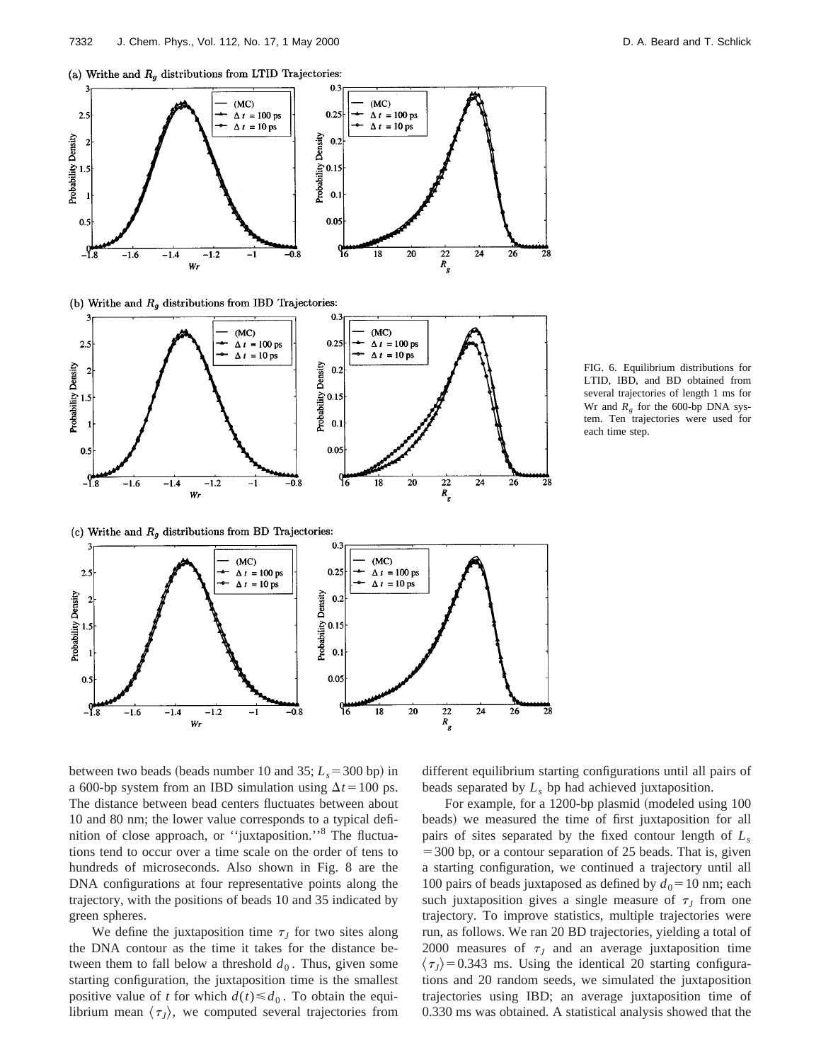(a) Writhe and $R_g$ distributions from LTID Trajectories:

(b) Writhe and $R_g$ distributions from IBD Trajectories:

(c) Writhe and $R_g$ distributions from BD Trajectories:

FIG. 6. Equilibrium distributions for LTID, IBD, and BD obtained from several trajectories of length 1 ms for Wr and $R_g$ for the 600-bp DNA system. Ten trajectories were used for each time step.

between two beads (beads number 10 and 35; $L_s = 300$ bp) in a 600-bp system from an IBD simulation using $\Delta t = 100$ ps. The distance between bead centers fluctuates between about 10 and 80 nm; the lower value corresponds to a typical definition of close approach, or ''juxtaposition.''[8] The fluctuations tend to occur over a time scale on the order of tens to hundreds of microseconds. Also shown in Fig. 8 are the DNA configurations at four representative points along the trajectory, with the positions of beads 10 and 35 indicated by green spheres.

We define the juxtaposition time $\tau_J$ for two sites along the DNA contour as the time it takes for the distance between them to fall below a threshold $d_0$. Thus, given some starting configuration, the juxtaposition time is the smallest positive value of $t$ for which $d(t) \leq d_0$. To obtain the equilibrium mean $\langle \tau_J \rangle$, we computed several trajectories from different equilibrium starting configurations until all pairs of beads separated by $L_s$ bp had achieved juxtaposition.

For example, for a 1200-bp plasmid (modeled using 100 beads) we measured the time of first juxtaposition for all pairs of sites separated by the fixed contour length of $L_s = 300$ bp, or a contour separation of 25 beads. That is, given a starting configuration, we continued a trajectory until all 100 pairs of beads juxtaposed as defined by $d_0 = 10$ nm; each such juxtaposition gives a single measure of $\tau_J$ from one trajectory. To improve statistics, multiple trajectories were run, as follows. We ran 20 BD trajectories, yielding a total of 2000 measures of $\tau_J$ and an average juxtaposition time $\langle \tau_J \rangle = 0.343$ ms. Using the identical 20 starting configurations and 20 random seeds, we simulated the juxtaposition trajectories using IBD; an average juxtaposition time of 0.330 ms was obtained. A statistical analysis showed that the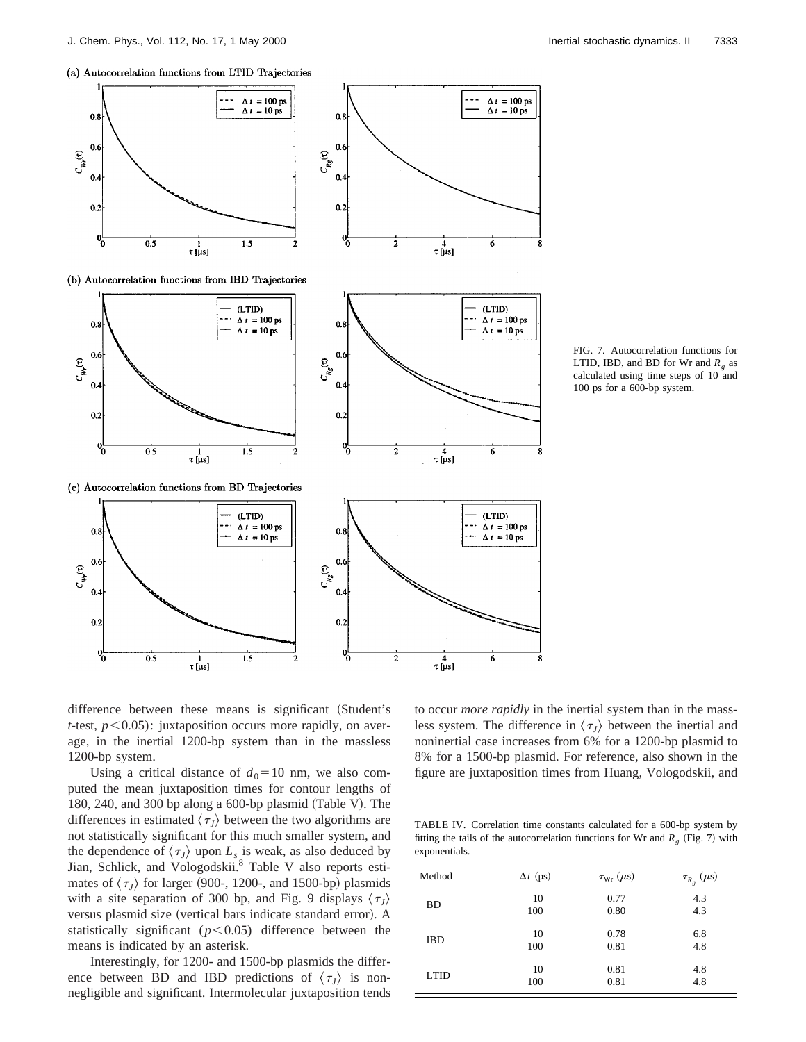FIG. 7. Autocorrelation functions for LTID, IBD, and BD for Wr and $R_g$ as calculated using time steps of 10 and 100 ps for a 600-bp system.

difference between these means is significant (Student's $t$-test, $p<0.05$): juxtaposition occurs more rapidly, on average, in the inertial 1200-bp system than in the massless 1200-bp system.

Using a critical distance of $d_0=10$ nm, we also computed the mean juxtaposition times for contour lengths of 180, 240, and 300 bp along a 600-bp plasmid (Table V). The differences in estimated $\langle \tau_J \rangle$ between the two algorithms are not statistically significant for this much smaller system, and the dependence of $\langle \tau_J \rangle$ upon $L_s$ is weak, as also deduced by Jian, Schlick, and Vologodskii.[8] Table V also reports estimates of $\langle \tau_J \rangle$ for larger (900-, 1200-, and 1500-bp) plasmids with a site separation of 300 bp, and Fig. 9 displays $\langle \tau_J \rangle$ versus plasmid size (vertical bars indicate standard error). A statistically significant ($p<0.05$) difference between the means is indicated by an asterisk.

Interestingly, for 1200- and 1500-bp plasmids the difference between BD and IBD predictions of $\langle \tau_J \rangle$ is nonnegligible and significant. Intermolecular juxtaposition tends to occur *more rapidly* in the inertial system than in the massless system. The difference in $\langle \tau_J \rangle$ between the inertial and noninertial case increases from 6% for a 1200-bp plasmid to 8% for a 1500-bp plasmid. For reference, also shown in the figure are juxtaposition times from Huang, Vologodskii, and

TABLE IV. Correlation time constants calculated for a 600-bp system by fitting the tails of the autocorrelation functions for Wr and $R_g$ (Fig. 7) with exponentials.

| Method | $\Delta t$ (ps) | $\tau_{\mathrm{Wr}}$ ($\mu$s) | $\tau_{R_g}$ ($\mu$s) |
|---|---|---|---|
| BD | 10 | 0.77 | 4.3 |
| | 100 | 0.80 | 4.3 |
| IBD | 10 | 0.78 | 6.8 |
| | 100 | 0.81 | 4.8 |
| LTID | 10 | 0.81 | 4.8 |
| | 100 | 0.81 | 4.8 |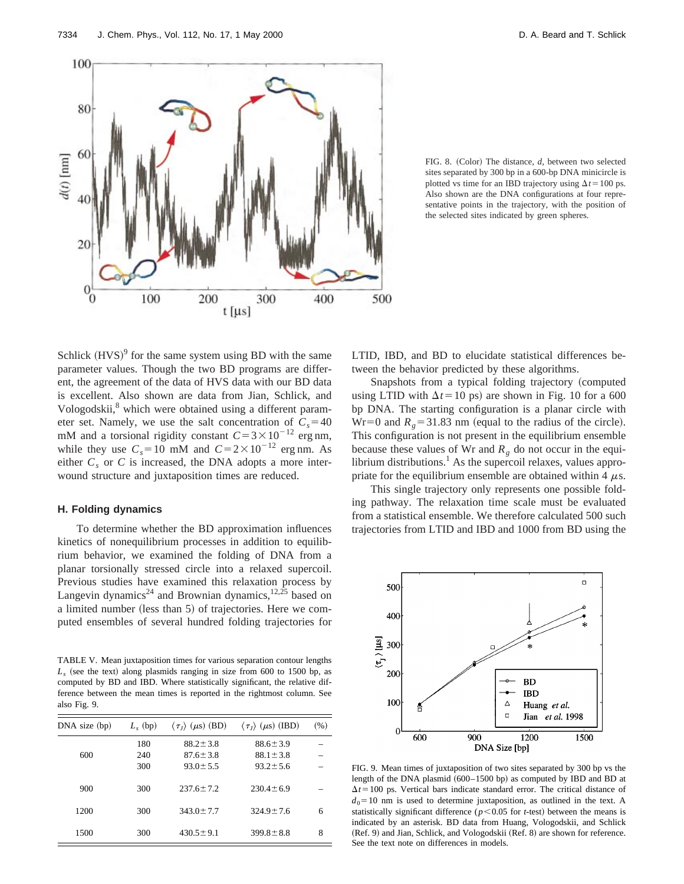FIG. 8. (Color) The distance, $d$, between two selected sites separated by 300 bp in a 600-bp DNA minicircle is plotted vs time for an IBD trajectory using $\Delta t = 100$ ps. Also shown are the DNA configurations at four representative points in the trajectory, with the position of the selected sites indicated by green spheres.

Schlick (HVS)[9] for the same system using BD with the same parameter values. Though the two BD programs are different, the agreement of the data of HVS data with our BD data is excellent. Also shown are data from Jian, Schlick, and Vologodskii,[8] which were obtained using a different parameter set. Namely, we use the salt concentration of $C_s = 40$ mM and a torsional rigidity constant $C = 3 \times 10^{-12}$ erg nm, while they use $C_s = 10$ mM and $C = 2 \times 10^{-12}$ erg nm. As either $C_s$ or $C$ is increased, the DNA adopts a more interwound structure and juxtaposition times are reduced.

### H. Folding dynamics

To determine whether the BD approximation influences kinetics of nonequilibrium processes in addition to equilibrium behavior, we examined the folding of DNA from a planar torsionally stressed circle into a relaxed supercoil. Previous studies have examined this relaxation process by Langevin dynamics[24] and Brownian dynamics,[12,25] based on a limited number (less than 5) of trajectories. Here we computed ensembles of several hundred folding trajectories for LTID, IBD, and BD to elucidate statistical differences between the behavior predicted by these algorithms.

Snapshots from a typical folding trajectory (computed using LTID with $\Delta t = 10$ ps) are shown in Fig. 10 for a 600 bp DNA. The starting configuration is a planar circle with Wr=0 and $R_g = 31.83$ nm (equal to the radius of the circle). This configuration is not present in the equilibrium ensemble because these values of Wr and $R_g$ do not occur in the equilibrium distributions.[1] As the supercoil relaxes, values appropriate for the equilibrium ensemble are obtained within 4 $\mu$s.

This single trajectory only represents one possible folding pathway. The relaxation time scale must be evaluated from a statistical ensemble. We therefore calculated 500 such trajectories from LTID and IBD and 1000 from BD using the

TABLE V. Mean juxtaposition times for various separation contour lengths $L_s$ (see the text) along plasmids ranging in size from 600 to 1500 bp, as computed by BD and IBD. Where statistically significant, the relative difference between the mean times is reported in the rightmost column. See also Fig. 9.

| DNA size (bp) | $L_s$ (bp) | $\langle \tau_J \rangle$ ($\mu$s) (BD) | $\langle \tau_J \rangle$ ($\mu$s) (IBD) | (%) |
|---|---|---|---|---|
| | 180 | $88.2 \pm 3.8$ | $88.6 \pm 3.9$ | – |
| 600 | 240 | $87.6 \pm 3.8$ | $88.1 \pm 3.8$ | – |
| | 300 | $93.0 \pm 5.5$ | $93.2 \pm 5.6$ | – |
| 900 | 300 | $237.6 \pm 7.2$ | $230.4 \pm 6.9$ | – |
| 1200 | 300 | $343.0 \pm 7.7$ | $324.9 \pm 7.6$ | 6 |
| 1500 | 300 | $430.5 \pm 9.1$ | $399.8 \pm 8.8$ | 8 |

FIG. 9. Mean times of juxtaposition of two sites separated by 300 bp vs the length of the DNA plasmid (600–1500 bp) as computed by IBD and BD at $\Delta t = 100$ ps. Vertical bars indicate standard error. The critical distance of $d_0 = 10$ nm is used to determine juxtaposition, as outlined in the text. A statistically significant difference ($p < 0.05$ for $t$-test) between the means is indicated by an asterisk. BD data from Huang, Vologodskii, and Schlick (Ref. 9) and Jian, Schlick, and Vologodskii (Ref. 8) are shown for reference. See the text note on differences in models.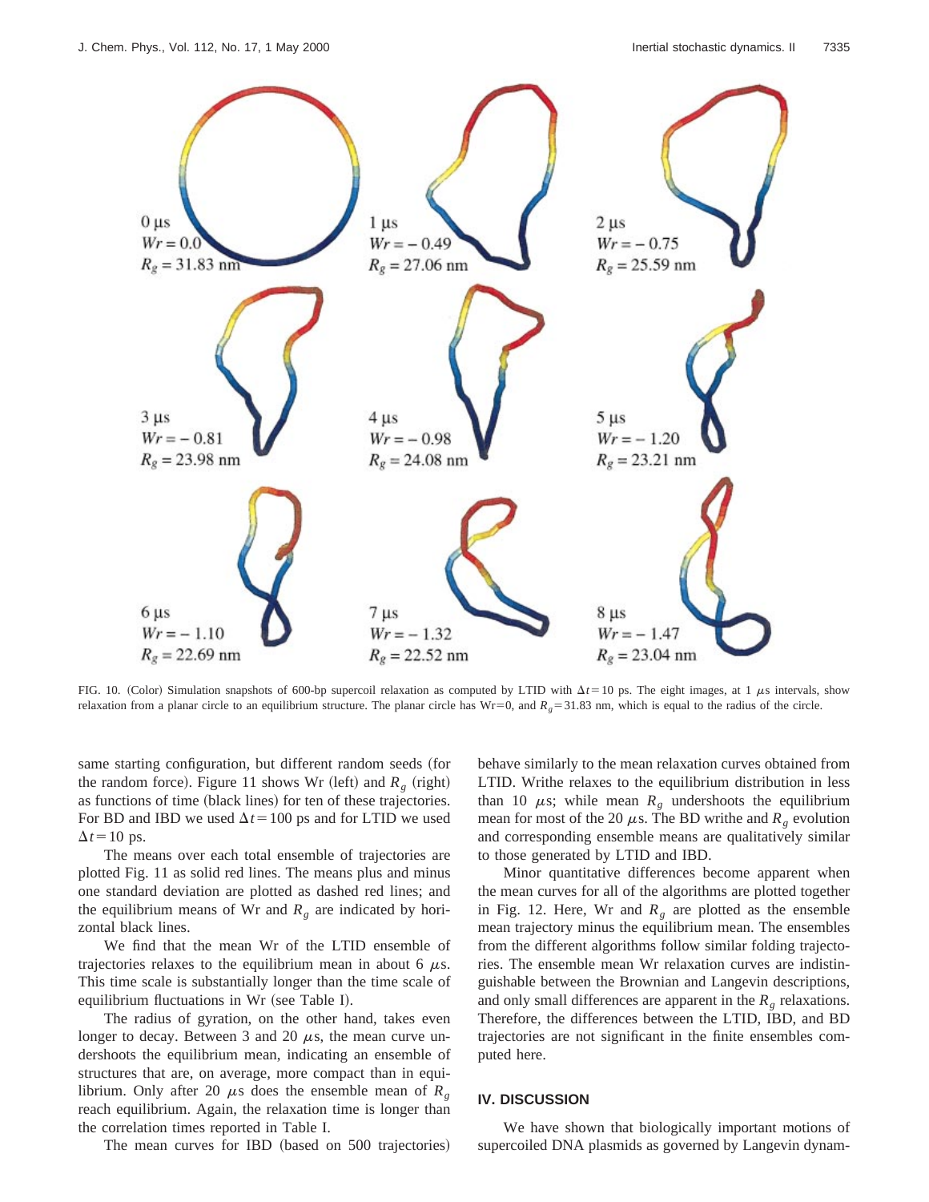0 μs
$Wr = 0.0$
$R_g = 31.83$ nm

1 μs
$Wr = -0.49$
$R_g = 27.06$ nm

2 μs
$Wr = -0.75$
$R_g = 25.59$ nm

3 μs
$Wr = -0.81$
$R_g = 23.98$ nm

4 μs
$Wr = -0.98$
$R_g = 24.08$ nm

5 μs
$Wr = -1.20$
$R_g = 23.21$ nm

6 μs
$Wr = -1.10$
$R_g = 22.69$ nm

7 μs
$Wr = -1.32$
$R_g = 22.52$ nm

8 μs
$Wr = -1.47$
$R_g = 23.04$ nm

FIG. 10. (Color) Simulation snapshots of 600-bp supercoil relaxation as computed by LTID with $\Delta t = 10$ ps. The eight images, at 1 $\mu$s intervals, show relaxation from a planar circle to an equilibrium structure. The planar circle has Wr=0, and $R_g = 31.83$ nm, which is equal to the radius of the circle.

same starting configuration, but different random seeds (for the random force). Figure 11 shows Wr (left) and $R_g$ (right) as functions of time (black lines) for ten of these trajectories. For BD and IBD we used $\Delta t = 100$ ps and for LTID we used $\Delta t = 10$ ps.

The means over each total ensemble of trajectories are plotted Fig. 11 as solid red lines. The means plus and minus one standard deviation are plotted as dashed red lines; and the equilibrium means of Wr and $R_g$ are indicated by horizontal black lines.

We find that the mean Wr of the LTID ensemble of trajectories relaxes to the equilibrium mean in about 6 $\mu$s. This time scale is substantially longer than the time scale of equilibrium fluctuations in Wr (see Table I).

The radius of gyration, on the other hand, takes even longer to decay. Between 3 and 20 $\mu$s, the mean curve undershoots the equilibrium mean, indicating an ensemble of structures that are, on average, more compact than in equilibrium. Only after 20 $\mu$s does the ensemble mean of $R_g$ reach equilibrium. Again, the relaxation time is longer than the correlation times reported in Table I.

The mean curves for IBD (based on 500 trajectories) behave similarly to the mean relaxation curves obtained from LTID. Writhe relaxes to the equilibrium distribution in less than 10 $\mu$s; while mean $R_g$ undershoots the equilibrium mean for most of the 20 $\mu$s. The BD writhe and $R_g$ evolution and corresponding ensemble means are qualitatively similar to those generated by LTID and IBD.

Minor quantitative differences become apparent when the mean curves for all of the algorithms are plotted together in Fig. 12. Here, Wr and $R_g$ are plotted as the ensemble mean trajectory minus the equilibrium mean. The ensembles from the different algorithms follow similar folding trajectories. The ensemble mean Wr relaxation curves are indistinguishable between the Brownian and Langevin descriptions, and only small differences are apparent in the $R_g$ relaxations. Therefore, the differences between the LTID, IBD, and BD trajectories are not significant in the finite ensembles computed here.

## IV. DISCUSSION

We have shown that biologically important motions of supercoiled DNA plasmids as governed by Langevin dynam-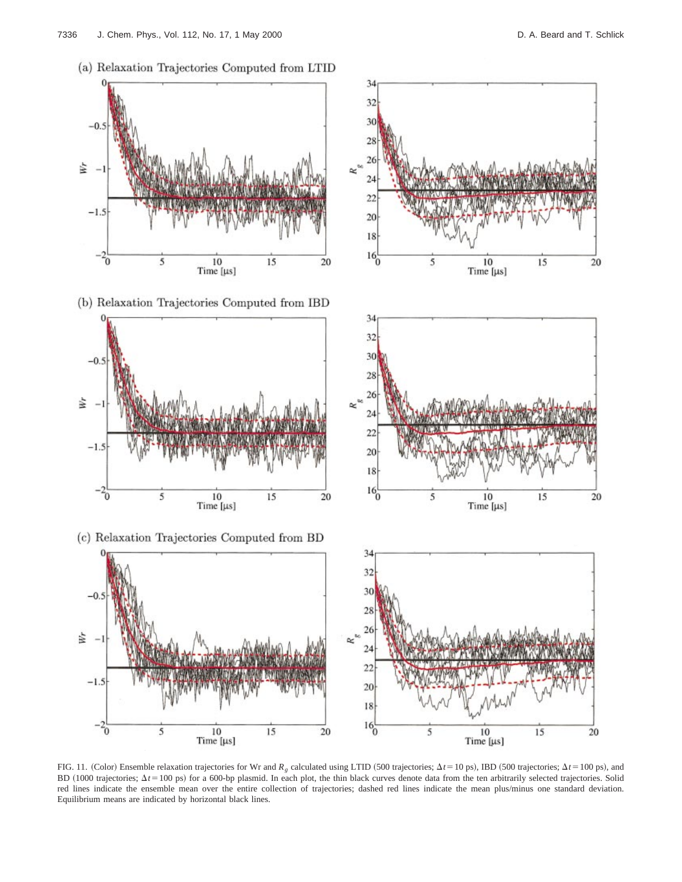(a) Relaxation Trajectories Computed from LTID

(b) Relaxation Trajectories Computed from IBD

(c) Relaxation Trajectories Computed from BD

FIG. 11. (Color) Ensemble relaxation trajectories for Wr and $R_g$ calculated using LTID (500 trajectories; $\Delta t = 10$ ps), IBD (500 trajectories; $\Delta t = 100$ ps), and BD (1000 trajectories; $\Delta t = 100$ ps) for a 600-bp plasmid. In each plot, the thin black curves denote data from the ten arbitrarily selected trajectories. Solid red lines indicate the ensemble mean over the entire collection of trajectories; dashed red lines indicate the mean plus/minus one standard deviation. Equilibrium means are indicated by horizontal black lines.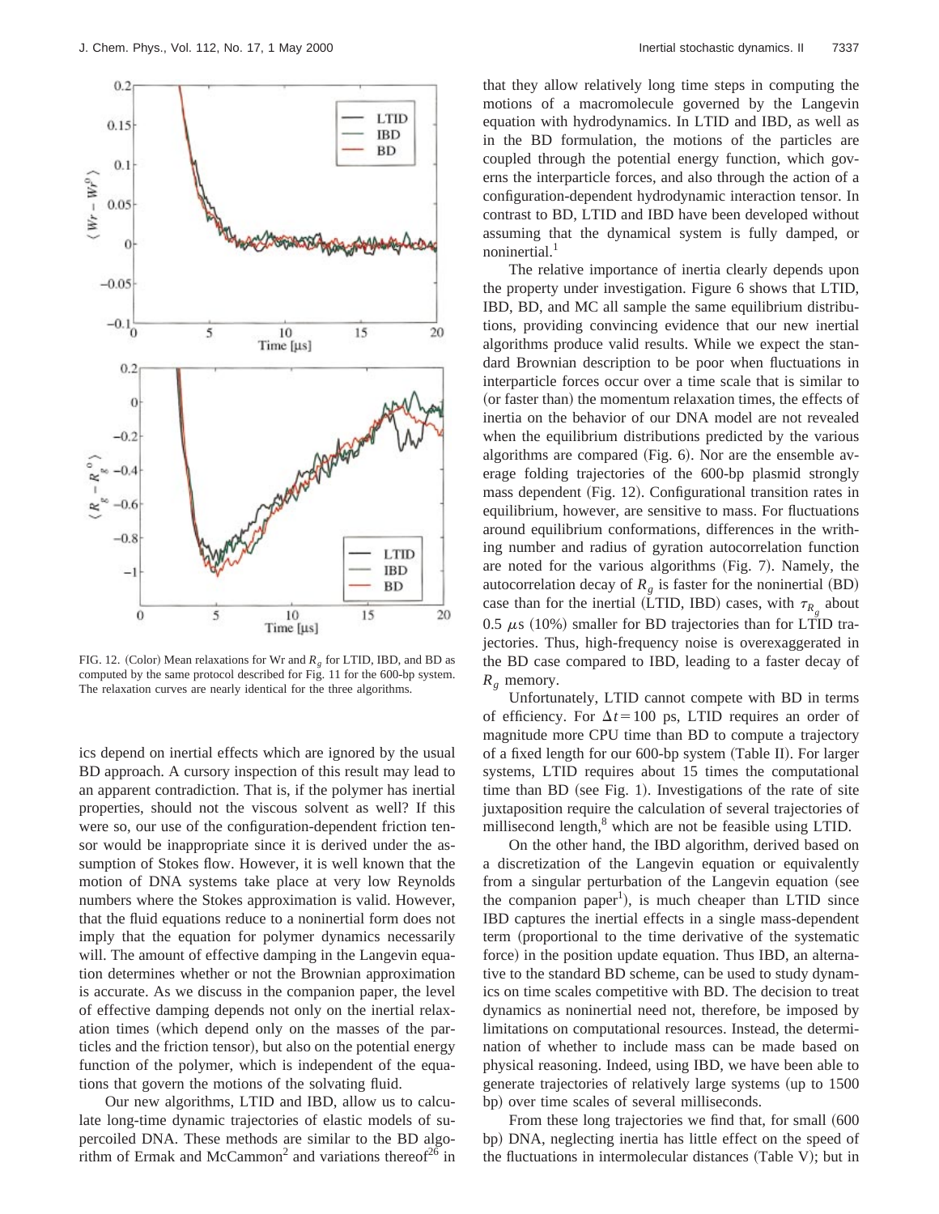0.2
0.15
0.1
0.05
0
−0.05
−0.1
0 5 10 15 20
Time [μs]
$\langle Wr - Wr^0 \rangle$
LTID
IBD
BD

0.2
0
−0.2
−0.4
−0.6
−0.8
−1
0 5 10 15 20
Time [μs]
$\langle R_g - R_g^0 \rangle$
LTID
IBD
BD

FIG. 12. (Color) Mean relaxations for Wr and $R_g$ for LTID, IBD, and BD as computed by the same protocol described for Fig. 11 for the 600-bp system. The relaxation curves are nearly identical for the three algorithms.

ics depend on inertial effects which are ignored by the usual BD approach. A cursory inspection of this result may lead to an apparent contradiction. That is, if the polymer has inertial properties, should not the viscous solvent as well? If this were so, our use of the configuration-dependent friction tensor would be inappropriate since it is derived under the assumption of Stokes flow. However, it is well known that the motion of DNA systems take place at very low Reynolds numbers where the Stokes approximation is valid. However, that the fluid equations reduce to a noninertial form does not imply that the equation for polymer dynamics necessarily will. The amount of effective damping in the Langevin equation determines whether or not the Brownian approximation is accurate. As we discuss in the companion paper, the level of effective damping depends not only on the inertial relaxation times (which depend only on the masses of the particles and the friction tensor), but also on the potential energy function of the polymer, which is independent of the equations that govern the motions of the solvating fluid.

Our new algorithms, LTID and IBD, allow us to calculate long-time dynamic trajectories of elastic models of supercoiled DNA. These methods are similar to the BD algorithm of Ermak and McCammon[2] and variations thereof[26] in that they allow relatively long time steps in computing the motions of a macromolecule governed by the Langevin equation with hydrodynamics. In LTID and IBD, as well as in the BD formulation, the motions of the particles are coupled through the potential energy function, which governs the interparticle forces, and also through the action of a configuration-dependent hydrodynamic interaction tensor. In contrast to BD, LTID and IBD have been developed without assuming that the dynamical system is fully damped, or noninertial.[1]

The relative importance of inertia clearly depends upon the property under investigation. Figure 6 shows that LTID, IBD, BD, and MC all sample the same equilibrium distributions, providing convincing evidence that our new inertial algorithms produce valid results. While we expect the standard Brownian description to be poor when fluctuations in interparticle forces occur over a time scale that is similar to (or faster than) the momentum relaxation times, the effects of inertia on the behavior of our DNA model are not revealed when the equilibrium distributions predicted by the various algorithms are compared (Fig. 6). Nor are the ensemble average folding trajectories of the 600-bp plasmid strongly mass dependent (Fig. 12). Configurational transition rates in equilibrium, however, are sensitive to mass. For fluctuations around equilibrium conformations, differences in the writhing number and radius of gyration autocorrelation function are noted for the various algorithms (Fig. 7). Namely, the autocorrelation decay of $R_g$ is faster for the noninertial (BD) case than for the inertial (LTID, IBD) cases, with $\tau_{R_g}$ about 0.5 $\mu$s (10%) smaller for BD trajectories than for LTID trajectories. Thus, high-frequency noise is overexaggerated in the BD case compared to IBD, leading to a faster decay of $R_g$ memory.

Unfortunately, LTID cannot compete with BD in terms of efficiency. For $\Delta t = 100$ ps, LTID requires an order of magnitude more CPU time than BD to compute a trajectory of a fixed length for our 600-bp system (Table II). For larger systems, LTID requires about 15 times the computational time than BD (see Fig. 1). Investigations of the rate of site juxtaposition require the calculation of several trajectories of millisecond length,[8] which are not be feasible using LTID.

On the other hand, the IBD algorithm, derived based on a discretization of the Langevin equation or equivalently from a singular perturbation of the Langevin equation (see the companion paper[1]), is much cheaper than LTID since IBD captures the inertial effects in a single mass-dependent term (proportional to the time derivative of the systematic force) in the position update equation. Thus IBD, an alternative to the standard BD scheme, can be used to study dynamics on time scales competitive with BD. The decision to treat dynamics as noninertial need not, therefore, be imposed by limitations on computational resources. Instead, the determination of whether to include mass can be made based on physical reasoning. Indeed, using IBD, we have been able to generate trajectories of relatively large systems (up to 1500 bp) over time scales of several milliseconds.

From these long trajectories we find that, for small (600 bp) DNA, neglecting inertia has little effect on the speed of the fluctuations in intermolecular distances (Table V); but in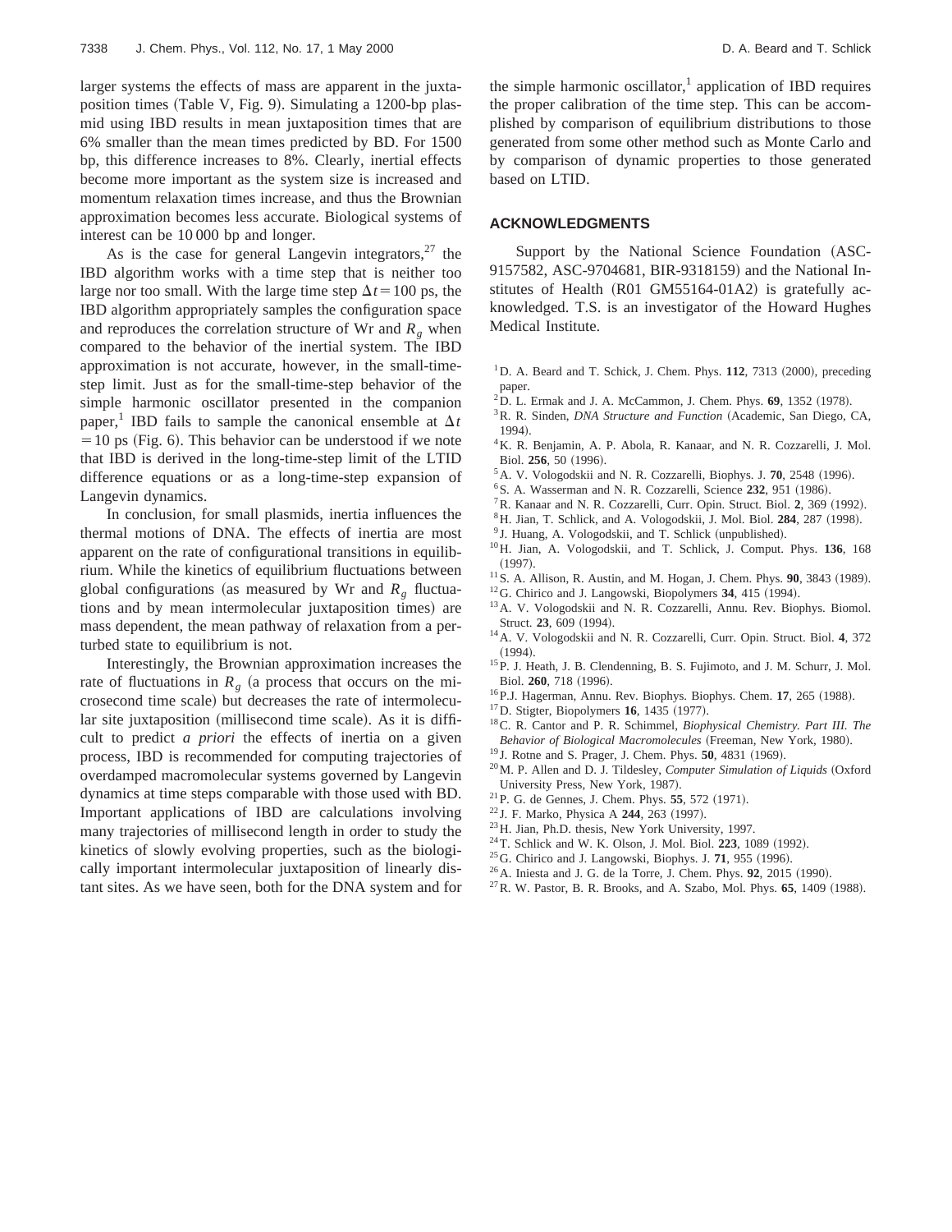larger systems the effects of mass are apparent in the juxtaposition times (Table V, Fig. 9). Simulating a 1200-bp plasmid using IBD results in mean juxtaposition times that are 6% smaller than the mean times predicted by BD. For 1500 bp, this difference increases to 8%. Clearly, inertial effects become more important as the system size is increased and momentum relaxation times increase, and thus the Brownian approximation becomes less accurate. Biological systems of interest can be 10 000 bp and longer.

As is the case for general Langevin integrators,[27] the IBD algorithm works with a time step that is neither too large nor too small. With the large time step $\Delta t = 100$ ps, the IBD algorithm appropriately samples the configuration space and reproduces the correlation structure of Wr and $R_g$ when compared to the behavior of the inertial system. The IBD approximation is not accurate, however, in the small-time-step limit. Just as for the small-time-step behavior of the simple harmonic oscillator presented in the companion paper,[1] IBD fails to sample the canonical ensemble at $\Delta t = 10$ ps (Fig. 6). This behavior can be understood if we note that IBD is derived in the long-time-step limit of the LTID difference equations or as a long-time-step expansion of Langevin dynamics.

In conclusion, for small plasmids, inertia influences the thermal motions of DNA. The effects of inertia are most apparent on the rate of configurational transitions in equilibrium. While the kinetics of equilibrium fluctuations between global configurations (as measured by Wr and $R_g$ fluctuations and by mean intermolecular juxtaposition times) are mass dependent, the mean pathway of relaxation from a perturbed state to equilibrium is not.

Interestingly, the Brownian approximation increases the rate of fluctuations in $R_g$ (a process that occurs on the microsecond time scale) but decreases the rate of intermolecular site juxtaposition (millisecond time scale). As it is difficult to predict *a priori* the effects of inertia on a given process, IBD is recommended for computing trajectories of overdamped macromolecular systems governed by Langevin dynamics at time steps comparable with those used with BD. Important applications of IBD are calculations involving many trajectories of millisecond length in order to study the kinetics of slowly evolving properties, such as the biologically important intermolecular juxtaposition of linearly distant sites. As we have seen, both for the DNA system and for the simple harmonic oscillator,[1] application of IBD requires the proper calibration of the time step. This can be accomplished by comparison of equilibrium distributions to those generated from some other method such as Monte Carlo and by comparison of dynamic properties to those generated based on LTID.

## ACKNOWLEDGMENTS

Support by the National Science Foundation (ASC-9157582, ASC-9704681, BIR-9318159) and the National Institutes of Health (R01 GM55164-01A2) is gratefully acknowledged. T.S. is an investigator of the Howard Hughes Medical Institute.

[1] D. A. Beard and T. Schick, J. Chem. Phys. **112**, 7313 (2000), preceding paper.
[2] D. L. Ermak and J. A. McCammon, J. Chem. Phys. **69**, 1352 (1978).
[3] R. R. Sinden, *DNA Structure and Function* (Academic, San Diego, CA, 1994).
[4] K. R. Benjamin, A. P. Abola, R. Kanaar, and N. R. Cozzarelli, J. Mol. Biol. **256**, 50 (1996).
[5] A. V. Vologodskii and N. R. Cozzarelli, Biophys. J. **70**, 2548 (1996).
[6] S. A. Wasserman and N. R. Cozzarelli, Science **232**, 951 (1986).
[7] R. Kanaar and N. R. Cozzarelli, Curr. Opin. Struct. Biol. **2**, 369 (1992).
[8] H. Jian, T. Schlick, and A. Vologodskii, J. Mol. Biol. **284**, 287 (1998).
[9] J. Huang, A. Vologodskii, and T. Schlick (unpublished).
[10] H. Jian, A. Vologodskii, and T. Schlick, J. Comput. Phys. **136**, 168 (1997).
[11] S. A. Allison, R. Austin, and M. Hogan, J. Chem. Phys. **90**, 3843 (1989).
[12] G. Chirico and J. Langowski, Biopolymers **34**, 415 (1994).
[13] A. V. Vologodskii and N. R. Cozzarelli, Annu. Rev. Biophys. Biomol. Struct. **23**, 609 (1994).
[14] A. V. Vologodskii and N. R. Cozzarelli, Curr. Opin. Struct. Biol. **4**, 372 (1994).
[15] P. J. Heath, J. B. Clendenning, B. S. Fujimoto, and J. M. Schurr, J. Mol. Biol. **260**, 718 (1996).
[16] P.J. Hagerman, Annu. Rev. Biophys. Biophys. Chem. **17**, 265 (1988).
[17] D. Stigter, Biopolymers **16**, 1435 (1977).
[18] C. R. Cantor and P. R. Schimmel, *Biophysical Chemistry. Part III. The Behavior of Biological Macromolecules* (Freeman, New York, 1980).
[19] J. Rotne and S. Prager, J. Chem. Phys. **50**, 4831 (1969).
[20] M. P. Allen and D. J. Tildesley, *Computer Simulation of Liquids* (Oxford University Press, New York, 1987).
[21] P. G. de Gennes, J. Chem. Phys. **55**, 572 (1971).
[22] J. F. Marko, Physica A **244**, 263 (1997).
[23] H. Jian, Ph.D. thesis, New York University, 1997.
[24] T. Schlick and W. K. Olson, J. Mol. Biol. **223**, 1089 (1992).
[25] G. Chirico and J. Langowski, Biophys. J. **71**, 955 (1996).
[26] A. Iniesta and J. G. de la Torre, J. Chem. Phys. **92**, 2015 (1990).
[27] R. W. Pastor, B. R. Brooks, and A. Szabo, Mol. Phys. **65**, 1409 (1988).